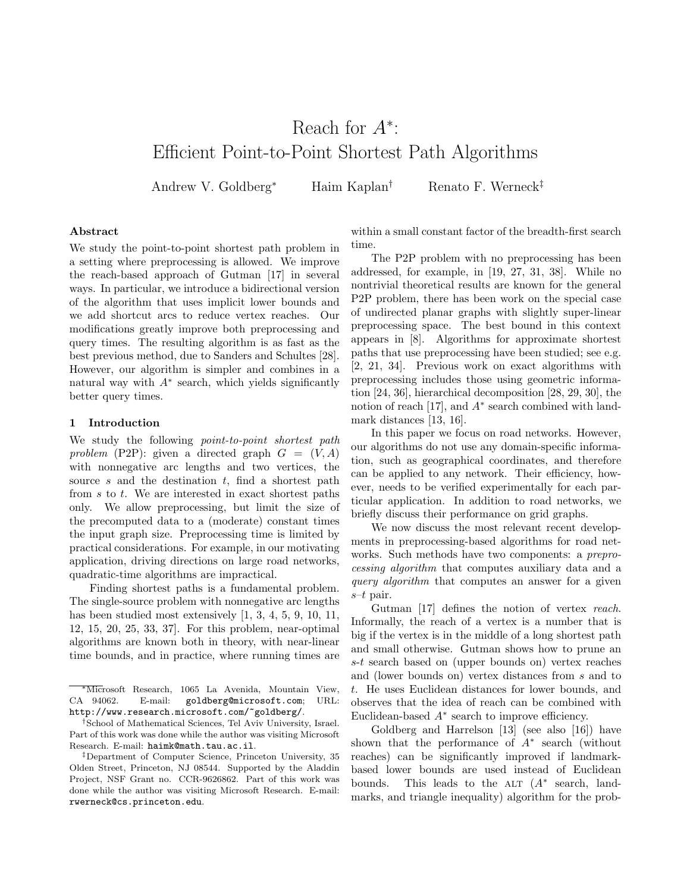# Reach for $A^*$: Efficient Point-to-Point Shortest Path Algorithms

Andrew V. Goldberg[*] Haim Kaplan[†] Renato F. Werneck[‡]

### Abstract

We study the point-to-point shortest path problem in a setting where preprocessing is allowed. We improve the reach-based approach of Gutman [17] in several ways. In particular, we introduce a bidirectional version of the algorithm that uses implicit lower bounds and we add shortcut arcs to reduce vertex reaches. Our modifications greatly improve both preprocessing and query times. The resulting algorithm is as fast as the best previous method, due to Sanders and Schultes [28]. However, our algorithm is simpler and combines in a natural way with $A^*$ search, which yields significantly better query times.

## 1 Introduction

We study the following *point-to-point shortest path problem* (P2P): given a directed graph $G = (V, A)$ with nonnegative arc lengths and two vertices, the source $s$ and the destination $t$, find a shortest path from $s$ to $t$. We are interested in exact shortest paths only. We allow preprocessing, but limit the size of the precomputed data to a (moderate) constant times the input graph size. Preprocessing time is limited by practical considerations. For example, in our motivating application, driving directions on large road networks, quadratic-time algorithms are impractical.

Finding shortest paths is a fundamental problem. The single-source problem with nonnegative arc lengths has been studied most extensively [1, 3, 4, 5, 9, 10, 11, 12, 15, 20, 25, 33, 37]. For this problem, near-optimal algorithms are known both in theory, with near-linear time bounds, and in practice, where running times are within a small constant factor of the breadth-first search time.

The P2P problem with no preprocessing has been addressed, for example, in [19, 27, 31, 38]. While no nontrivial theoretical results are known for the general P2P problem, there has been work on the special case of undirected planar graphs with slightly super-linear preprocessing space. The best bound in this context appears in [8]. Algorithms for approximate shortest paths that use preprocessing have been studied; see e.g. [2, 21, 34]. Previous work on exact algorithms with preprocessing includes those using geometric information [24, 36], hierarchical decomposition [28, 29, 30], the notion of reach [17], and $A^*$ search combined with landmark distances [13, 16].

In this paper we focus on road networks. However, our algorithms do not use any domain-specific information, such as geographical coordinates, and therefore can be applied to any network. Their efficiency, however, needs to be verified experimentally for each particular application. In addition to road networks, we briefly discuss their performance on grid graphs.

We now discuss the most relevant recent developments in preprocessing-based algorithms for road networks. Such methods have two components: a *preprocessing algorithm* that computes auxiliary data and a *query algorithm* that computes an answer for a given $s$–$t$ pair.

Gutman [17] defines the notion of vertex *reach*. Informally, the reach of a vertex is a number that is big if the vertex is in the middle of a long shortest path and small otherwise. Gutman shows how to prune an $s$-$t$ search based on (upper bounds on) vertex reaches and (lower bounds on) vertex distances from $s$ and to $t$. He uses Euclidean distances for lower bounds, and observes that the idea of reach can be combined with Euclidean-based $A^*$ search to improve efficiency.

Goldberg and Harrelson [13] (see also [16]) have shown that the performance of $A^*$ search (without reaches) can be significantly improved if landmark-based lower bounds are used instead of Euclidean bounds. This leads to the ALT ($A^*$ search, landmarks, and triangle inequality) algorithm for the prob-

---

[*] Microsoft Research, 1065 La Avenida, Mountain View, CA 94062. E-mail: goldberg@microsoft.com; URL: http://www.research.microsoft.com/~goldberg/.

[†] School of Mathematical Sciences, Tel Aviv University, Israel. Part of this work was done while the author was visiting Microsoft Research. E-mail: haimk@math.tau.ac.il.

[‡] Department of Computer Science, Princeton University, 35 Olden Street, Princeton, NJ 08544. Supported by the Aladdin Project, NSF Grant no. CCR-9626862. Part of this work was done while the author was visiting Microsoft Research. E-mail: rwerneck@cs.princeton.edu.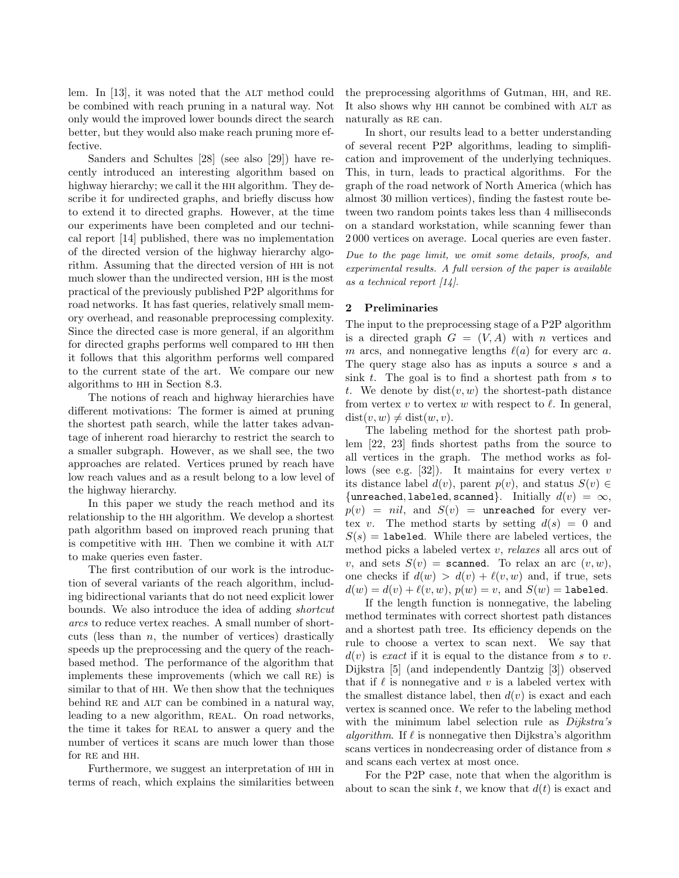lem. In [13], it was noted that the ALT method could be combined with reach pruning in a natural way. Not only would the improved lower bounds direct the search better, but they would also make reach pruning more effective.

Sanders and Schultes [28] (see also [29]) have recently introduced an interesting algorithm based on highway hierarchy; we call it the HH algorithm. They describe it for undirected graphs, and briefly discuss how to extend it to directed graphs. However, at the time our experiments have been completed and our technical report [14] published, there was no implementation of the directed version of the highway hierarchy algorithm. Assuming that the directed version of HH is not much slower than the undirected version, HH is the most practical of the previously published P2P algorithms for road networks. It has fast queries, relatively small memory overhead, and reasonable preprocessing complexity. Since the directed case is more general, if an algorithm for directed graphs performs well compared to HH then it follows that this algorithm performs well compared to the current state of the art. We compare our new algorithms to HH in Section 8.3.

The notions of reach and highway hierarchies have different motivations: The former is aimed at pruning the shortest path search, while the latter takes advantage of inherent road hierarchy to restrict the search to a smaller subgraph. However, as we shall see, the two approaches are related. Vertices pruned by reach have low reach values and as a result belong to a low level of the highway hierarchy.

In this paper we study the reach method and its relationship to the HH algorithm. We develop a shortest path algorithm based on improved reach pruning that is competitive with HH. Then we combine it with ALT to make queries even faster.

The first contribution of our work is the introduction of several variants of the reach algorithm, including bidirectional variants that do not need explicit lower bounds. We also introduce the idea of adding *shortcut arcs* to reduce vertex reaches. A small number of shortcuts (less than $n$, the number of vertices) drastically speeds up the preprocessing and the query of the reach-based method. The performance of the algorithm that implements these improvements (which we call RE) is similar to that of HH. We then show that the techniques behind RE and ALT can be combined in a natural way, leading to a new algorithm, REAL. On road networks, the time it takes for REAL to answer a query and the number of vertices it scans are much lower than those for RE and HH.

Furthermore, we suggest an interpretation of HH in terms of reach, which explains the similarities between the preprocessing algorithms of Gutman, HH, and RE. It also shows why HH cannot be combined with ALT as naturally as RE can.

In short, our results lead to a better understanding of several recent P2P algorithms, leading to simplification and improvement of the underlying techniques. This, in turn, leads to practical algorithms. For the graph of the road network of North America (which has almost 30 million vertices), finding the fastest route between two random points takes less than 4 milliseconds on a standard workstation, while scanning fewer than 2 000 vertices on average. Local queries are even faster.

*Due to the page limit, we omit some details, proofs, and experimental results. A full version of the paper is available as a technical report [14].*

## 2 Preliminaries

The input to the preprocessing stage of a P2P algorithm is a directed graph $G = (V, A)$ with $n$ vertices and $m$ arcs, and nonnegative lengths $\ell(a)$ for every arc $a$. The query stage also has as inputs a source $s$ and a sink $t$. The goal is to find a shortest path from $s$ to $t$. We denote by $\text{dist}(v, w)$ the shortest-path distance from vertex $v$ to vertex $w$ with respect to $\ell$. In general, $\text{dist}(v, w) \neq \text{dist}(w, v)$.

The labeling method for the shortest path problem [22, 23] finds shortest paths from the source to all vertices in the graph. The method works as follows (see e.g. [32]). It maintains for every vertex $v$ its distance label $d(v)$, parent $p(v)$, and status $S(v) \in \{\texttt{unreached}, \texttt{labeled}, \texttt{scanned}\}$. Initially $d(v) = \infty$, $p(v) = nil$, and $S(v) = \texttt{unreached}$ for every vertex $v$. The method starts by setting $d(s) = 0$ and $S(s) = \texttt{labeled}$. While there are labeled vertices, the method picks a labeled vertex $v$, *relaxes* all arcs out of $v$, and sets $S(v) = \texttt{scanned}$. To relax an arc $(v, w)$, one checks if $d(w) > d(v) + \ell(v, w)$ and, if true, sets $d(w) = d(v) + \ell(v, w)$, $p(w) = v$, and $S(w) = \texttt{labeled}$.

If the length function is nonnegative, the labeling method terminates with correct shortest path distances and a shortest path tree. Its efficiency depends on the rule to choose a vertex to scan next. We say that $d(v)$ is *exact* if it is equal to the distance from $s$ to $v$. Dijkstra [5] (and independently Dantzig [3]) observed that if $\ell$ is nonnegative and $v$ is a labeled vertex with the smallest distance label, then $d(v)$ is exact and each vertex is scanned once. We refer to the labeling method with the minimum label selection rule as *Dijkstra's algorithm*. If $\ell$ is nonnegative then Dijkstra's algorithm scans vertices in nondecreasing order of distance from $s$ and scans each vertex at most once.

For the P2P case, note that when the algorithm is about to scan the sink $t$, we know that $d(t)$ is exact and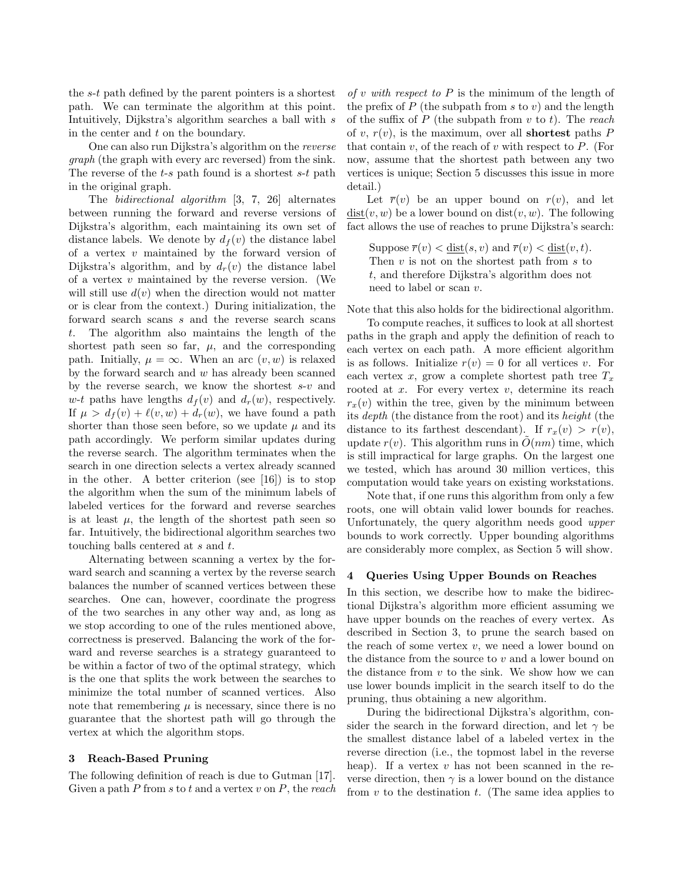the $s$-$t$ path defined by the parent pointers is a shortest path. We can terminate the algorithm at this point. Intuitively, Dijkstra's algorithm searches a ball with $s$ in the center and $t$ on the boundary.

One can also run Dijkstra's algorithm on the *reverse graph* (the graph with every arc reversed) from the sink. The reverse of the $t$-$s$ path found is a shortest $s$-$t$ path in the original graph.

The *bidirectional algorithm* [3, 7, 26] alternates between running the forward and reverse versions of Dijkstra's algorithm, each maintaining its own set of distance labels. We denote by $d_f(v)$ the distance label of a vertex $v$ maintained by the forward version of Dijkstra's algorithm, and by $d_r(v)$ the distance label of a vertex $v$ maintained by the reverse version. (We will still use $d(v)$ when the direction would not matter or is clear from the context.) During initialization, the forward search scans $s$ and the reverse search scans $t$. The algorithm also maintains the length of the shortest path seen so far, $\mu$, and the corresponding path. Initially, $\mu = \infty$. When an arc $(v, w)$ is relaxed by the forward search and $w$ has already been scanned by the reverse search, we know the shortest $s$-$v$ and $w$-$t$ paths have lengths $d_f(v)$ and $d_r(w)$, respectively. If $\mu > d_f(v) + \ell(v, w) + d_r(w)$, we have found a path shorter than those seen before, so we update $\mu$ and its path accordingly. We perform similar updates during the reverse search. The algorithm terminates when the search in one direction selects a vertex already scanned in the other. A better criterion (see [16]) is to stop the algorithm when the sum of the minimum labels of labeled vertices for the forward and reverse searches is at least $\mu$, the length of the shortest path seen so far. Intuitively, the bidirectional algorithm searches two touching balls centered at $s$ and $t$.

Alternating between scanning a vertex by the forward search and scanning a vertex by the reverse search balances the number of scanned vertices between these searches. One can, however, coordinate the progress of the two searches in any other way and, as long as we stop according to one of the rules mentioned above, correctness is preserved. Balancing the work of the forward and reverse searches is a strategy guaranteed to be within a factor of two of the optimal strategy, which is the one that splits the work between the searches to minimize the total number of scanned vertices. Also note that remembering $\mu$ is necessary, since there is no guarantee that the shortest path will go through the vertex at which the algorithm stops.

## 3 Reach-Based Pruning

The following definition of reach is due to Gutman [17]. Given a path $P$ from $s$ to $t$ and a vertex $v$ on $P$, the *reach of $v$ with respect to $P$* is the minimum of the length of the prefix of $P$ (the subpath from $s$ to $v$) and the length of the suffix of $P$ (the subpath from $v$ to $t$). The *reach* of $v$, $r(v)$, is the maximum, over all **shortest** paths $P$ that contain $v$, of the reach of $v$ with respect to $P$. (For now, assume that the shortest path between any two vertices is unique; Section 5 discusses this issue in more detail.)

Let $\overline{r}(v)$ be an upper bound on $r(v)$, and let $\underline{\mathrm{dist}}(v, w)$ be a lower bound on $\mathrm{dist}(v, w)$. The following fact allows the use of reaches to prune Dijkstra's search:

> Suppose $\overline{r}(v) < \underline{\mathrm{dist}}(s, v)$ and $\overline{r}(v) < \underline{\mathrm{dist}}(v, t)$. Then $v$ is not on the shortest path from $s$ to $t$, and therefore Dijkstra's algorithm does not need to label or scan $v$.

Note that this also holds for the bidirectional algorithm.

To compute reaches, it suffices to look at all shortest paths in the graph and apply the definition of reach to each vertex on each path. A more efficient algorithm is as follows. Initialize $r(v) = 0$ for all vertices $v$. For each vertex $x$, grow a complete shortest path tree $T_x$ rooted at $x$. For every vertex $v$, determine its reach $r_x(v)$ within the tree, given by the minimum between its *depth* (the distance from the root) and its *height* (the distance to its farthest descendant). If $r_x(v) > r(v)$, update $r(v)$. This algorithm runs in $\tilde{O}(nm)$ time, which is still impractical for large graphs. On the largest one we tested, which has around 30 million vertices, this computation would take years on existing workstations.

Note that, if one runs this algorithm from only a few roots, one will obtain valid lower bounds for reaches. Unfortunately, the query algorithm needs good *upper* bounds to work correctly. Upper bounding algorithms are considerably more complex, as Section 5 will show.

## 4 Queries Using Upper Bounds on Reaches

In this section, we describe how to make the bidirectional Dijkstra's algorithm more efficient assuming we have upper bounds on the reaches of every vertex. As described in Section 3, to prune the search based on the reach of some vertex $v$, we need a lower bound on the distance from the source to $v$ and a lower bound on the distance from $v$ to the sink. We show how we can use lower bounds implicit in the search itself to do the pruning, thus obtaining a new algorithm.

During the bidirectional Dijkstra's algorithm, consider the search in the forward direction, and let $\gamma$ be the smallest distance label of a labeled vertex in the reverse direction (i.e., the topmost label in the reverse heap). If a vertex $v$ has not been scanned in the reverse direction, then $\gamma$ is a lower bound on the distance from $v$ to the destination $t$. (The same idea applies to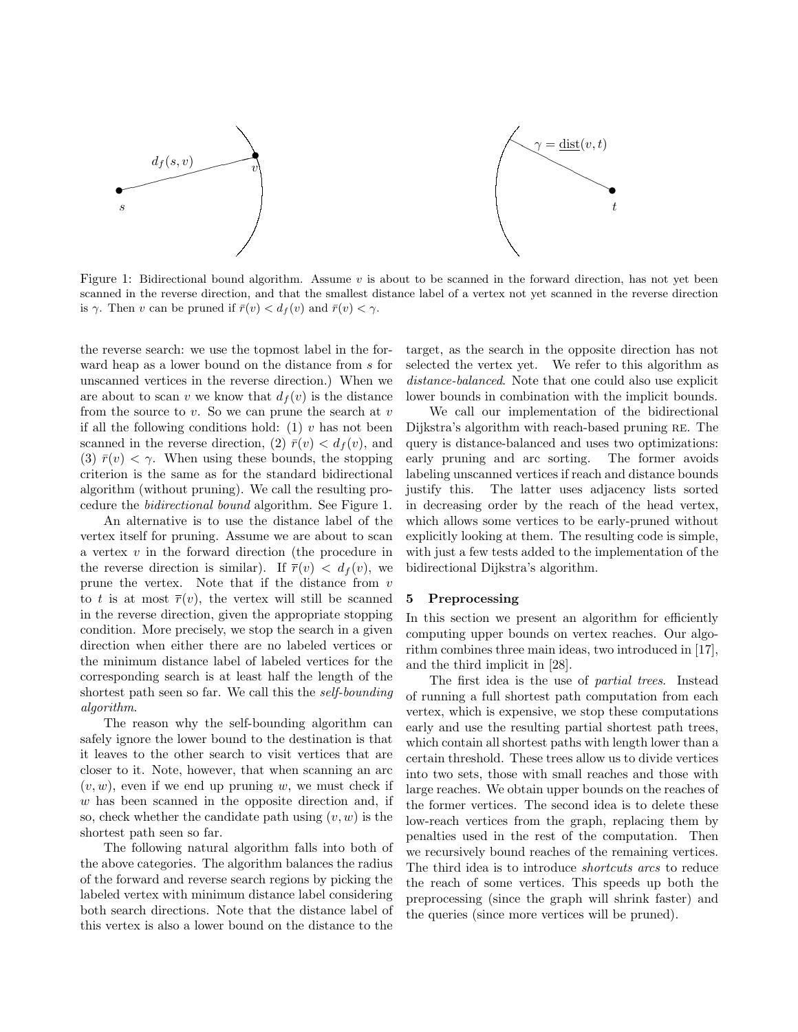Figure 1: Bidirectional bound algorithm. Assume $v$ is about to be scanned in the forward direction, has not yet been scanned in the reverse direction, and that the smallest distance label of a vertex not yet scanned in the reverse direction is $\gamma$. Then $v$ can be pruned if $\bar{r}(v) < d_f(v)$ and $\bar{r}(v) < \gamma$.

the reverse search: we use the topmost label in the forward heap as a lower bound on the distance from $s$ for unscanned vertices in the reverse direction.) When we are about to scan $v$ we know that $d_f(v)$ is the distance from the source to $v$. So we can prune the search at $v$ if all the following conditions hold: (1) $v$ has not been scanned in the reverse direction, (2) $\bar{r}(v) < d_f(v)$, and (3) $\bar{r}(v) < \gamma$. When using these bounds, the stopping criterion is the same as for the standard bidirectional algorithm (without pruning). We call the resulting procedure the *bidirectional bound* algorithm. See Figure 1.

An alternative is to use the distance label of the vertex itself for pruning. Assume we are about to scan a vertex $v$ in the forward direction (the procedure in the reverse direction is similar). If $\overline{r}(v) < d_f(v)$, we prune the vertex. Note that if the distance from $v$ to $t$ is at most $\overline{r}(v)$, the vertex will still be scanned in the reverse direction, given the appropriate stopping condition. More precisely, we stop the search in a given direction when either there are no labeled vertices or the minimum distance label of labeled vertices for the corresponding search is at least half the length of the shortest path seen so far. We call this the *self-bounding algorithm*.

The reason why the self-bounding algorithm can safely ignore the lower bound to the destination is that it leaves to the other search to visit vertices that are closer to it. Note, however, that when scanning an arc $(v, w)$, even if we end up pruning $w$, we must check if $w$ has been scanned in the opposite direction and, if so, check whether the candidate path using $(v, w)$ is the shortest path seen so far.

The following natural algorithm falls into both of the above categories. The algorithm balances the radius of the forward and reverse search regions by picking the labeled vertex with minimum distance label considering both search directions. Note that the distance label of this vertex is also a lower bound on the distance to the target, as the search in the opposite direction has not selected the vertex yet. We refer to this algorithm as *distance-balanced*. Note that one could also use explicit lower bounds in combination with the implicit bounds.

We call our implementation of the bidirectional Dijkstra's algorithm with reach-based pruning RE. The query is distance-balanced and uses two optimizations: early pruning and arc sorting. The former avoids labeling unscanned vertices if reach and distance bounds justify this. The latter uses adjacency lists sorted in decreasing order by the reach of the head vertex, which allows some vertices to be early-pruned without explicitly looking at them. The resulting code is simple, with just a few tests added to the implementation of the bidirectional Dijkstra's algorithm.

## 5 Preprocessing

In this section we present an algorithm for efficiently computing upper bounds on vertex reaches. Our algorithm combines three main ideas, two introduced in [17], and the third implicit in [28].

The first idea is the use of *partial trees*. Instead of running a full shortest path computation from each vertex, which is expensive, we stop these computations early and use the resulting partial shortest path trees, which contain all shortest paths with length lower than a certain threshold. These trees allow us to divide vertices into two sets, those with small reaches and those with large reaches. We obtain upper bounds on the reaches of the former vertices. The second idea is to delete these low-reach vertices from the graph, replacing them by penalties used in the rest of the computation. Then we recursively bound reaches of the remaining vertices. The third idea is to introduce *shortcuts arcs* to reduce the reach of some vertices. This speeds up both the preprocessing (since the graph will shrink faster) and the queries (since more vertices will be pruned).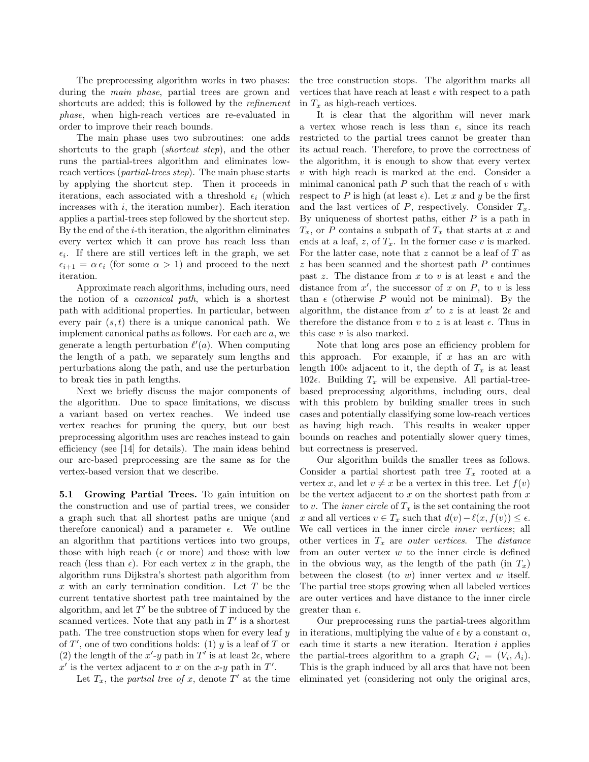The preprocessing algorithm works in two phases: during the *main phase*, partial trees are grown and shortcuts are added; this is followed by the *refinement phase*, when high-reach vertices are re-evaluated in order to improve their reach bounds.

The main phase uses two subroutines: one adds shortcuts to the graph (*shortcut step*), and the other runs the partial-trees algorithm and eliminates low-reach vertices (*partial-trees step*). The main phase starts by applying the shortcut step. Then it proceeds in iterations, each associated with a threshold $\epsilon_i$ (which increases with $i$, the iteration number). Each iteration applies a partial-trees step followed by the shortcut step. By the end of the $i$-th iteration, the algorithm eliminates every vertex which it can prove has reach less than $\epsilon_i$. If there are still vertices left in the graph, we set $\epsilon_{i+1} = \alpha \, \epsilon_i$ (for some $\alpha > 1$) and proceed to the next iteration.

Approximate reach algorithms, including ours, need the notion of a *canonical path*, which is a shortest path with additional properties. In particular, between every pair $(s,t)$ there is a unique canonical path. We implement canonical paths as follows. For each arc $a$, we generate a length perturbation $\ell'(a)$. When computing the length of a path, we separately sum lengths and perturbations along the path, and use the perturbation to break ties in path lengths.

Next we briefly discuss the major components of the algorithm. Due to space limitations, we discuss a variant based on vertex reaches. We indeed use vertex reaches for pruning the query, but our best preprocessing algorithm uses arc reaches instead to gain efficiency (see [14] for details). The main ideas behind our arc-based preprocessing are the same as for the vertex-based version that we describe.

### 5.1 Growing Partial Trees.

To gain intuition on the construction and use of partial trees, we consider a graph such that all shortest paths are unique (and therefore canonical) and a parameter $\epsilon$. We outline an algorithm that partitions vertices into two groups, those with high reach ($\epsilon$ or more) and those with low reach (less than $\epsilon$). For each vertex $x$ in the graph, the algorithm runs Dijkstra's shortest path algorithm from $x$ with an early termination condition. Let $T$ be the current tentative shortest path tree maintained by the algorithm, and let $T'$ be the subtree of $T$ induced by the scanned vertices. Note that any path in $T'$ is a shortest path. The tree construction stops when for every leaf $y$ of $T'$, one of two conditions holds: (1) $y$ is a leaf of $T$ or (2) the length of the $x'$-$y$ path in $T'$ is at least $2\epsilon$, where $x'$ is the vertex adjacent to $x$ on the $x$-$y$ path in $T'$.

Let $T_x$, the *partial tree of* $x$, denote $T'$ at the time the tree construction stops. The algorithm marks all vertices that have reach at least $\epsilon$ with respect to a path in $T_x$ as high-reach vertices.

It is clear that the algorithm will never mark a vertex whose reach is less than $\epsilon$, since its reach restricted to the partial trees cannot be greater than its actual reach. Therefore, to prove the correctness of the algorithm, it is enough to show that every vertex $v$ with high reach is marked at the end. Consider a minimal canonical path $P$ such that the reach of $v$ with respect to $P$ is high (at least $\epsilon$). Let $x$ and $y$ be the first and the last vertices of $P$, respectively. Consider $T_x$. By uniqueness of shortest paths, either $P$ is a path in $T_x$, or $P$ contains a subpath of $T_x$ that starts at $x$ and ends at a leaf, $z$, of $T_x$. In the former case $v$ is marked. For the latter case, note that $z$ cannot be a leaf of $T$ as $z$ has been scanned and the shortest path $P$ continues past $z$. The distance from $x$ to $v$ is at least $\epsilon$ and the distance from $x'$, the successor of $x$ on $P$, to $v$ is less than $\epsilon$ (otherwise $P$ would not be minimal). By the algorithm, the distance from $x'$ to $z$ is at least $2\epsilon$ and therefore the distance from $v$ to $z$ is at least $\epsilon$. Thus in this case $v$ is also marked.

Note that long arcs pose an efficiency problem for this approach. For example, if $x$ has an arc with length $100\epsilon$ adjacent to it, the depth of $T_x$ is at least $102\epsilon$. Building $T_x$ will be expensive. All partial-tree-based preprocessing algorithms, including ours, deal with this problem by building smaller trees in such cases and potentially classifying some low-reach vertices as having high reach. This results in weaker upper bounds on reaches and potentially slower query times, but correctness is preserved.

Our algorithm builds the smaller trees as follows. Consider a partial shortest path tree $T_x$ rooted at a vertex $x$, and let $v \neq x$ be a vertex in this tree. Let $f(v)$ be the vertex adjacent to $x$ on the shortest path from $x$ to $v$. The *inner circle* of $T_x$ is the set containing the root $x$ and all vertices $v \in T_x$ such that $d(v) - \ell(x, f(v)) \leq \epsilon$. We call vertices in the inner circle *inner vertices*; all other vertices in $T_x$ are *outer vertices*. The *distance* from an outer vertex $w$ to the inner circle is defined in the obvious way, as the length of the path (in $T_x$) between the closest (to $w$) inner vertex and $w$ itself. The partial tree stops growing when all labeled vertices are outer vertices and have distance to the inner circle greater than $\epsilon$.

Our preprocessing runs the partial-trees algorithm in iterations, multiplying the value of $\epsilon$ by a constant $\alpha$, each time it starts a new iteration. Iteration $i$ applies the partial-trees algorithm to a graph $G_i = (V_i, A_i)$. This is the graph induced by all arcs that have not been eliminated yet (considering not only the original arcs,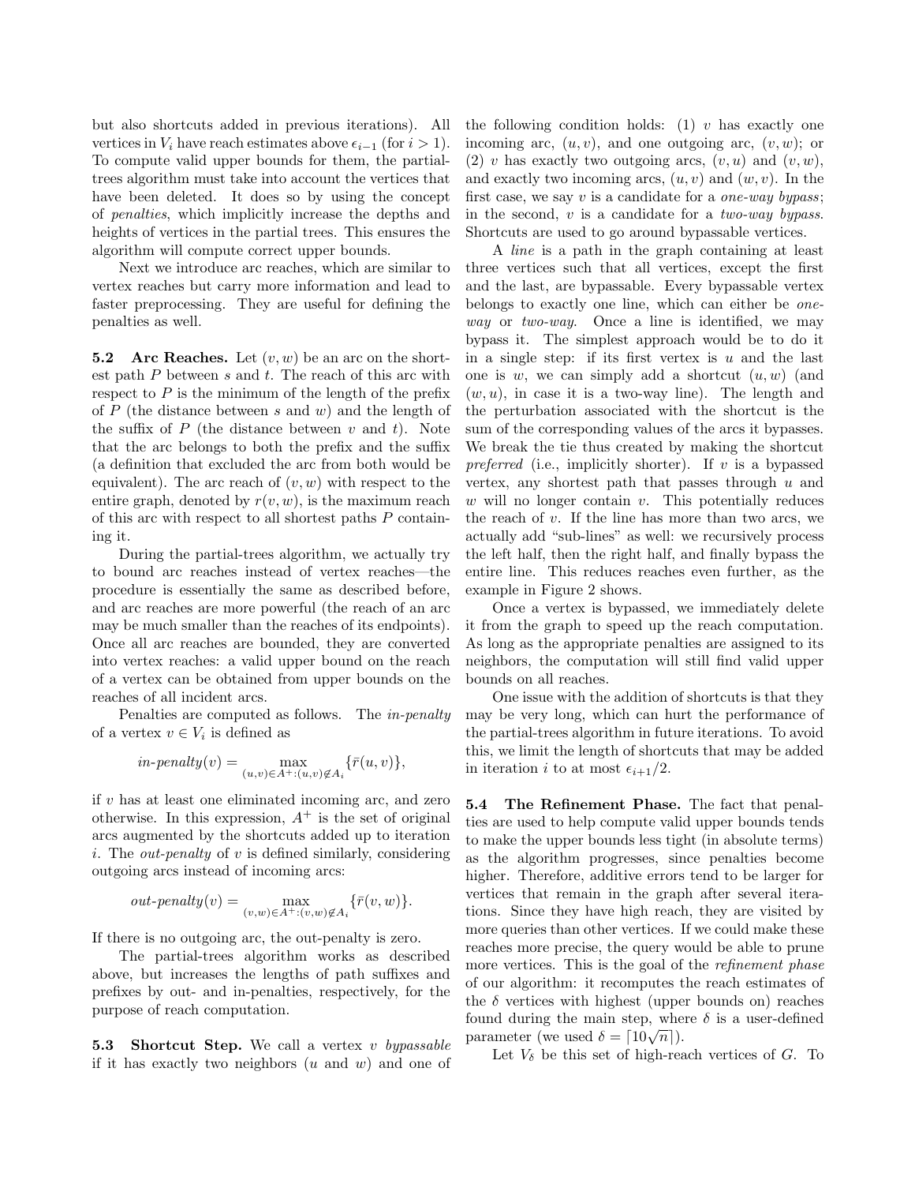but also shortcuts added in previous iterations). All vertices in $V_i$ have reach estimates above $\epsilon_{i-1}$ (for $i > 1$). To compute valid upper bounds for them, the partial-trees algorithm must take into account the vertices that have been deleted. It does so by using the concept of *penalties*, which implicitly increase the depths and heights of vertices in the partial trees. This ensures the algorithm will compute correct upper bounds.

Next we introduce arc reaches, which are similar to vertex reaches but carry more information and lead to faster preprocessing. They are useful for defining the penalties as well.

**5.2 Arc Reaches.** Let $(v, w)$ be an arc on the shortest path $P$ between $s$ and $t$. The reach of this arc with respect to $P$ is the minimum of the length of the prefix of $P$ (the distance between $s$ and $w$) and the length of the suffix of $P$ (the distance between $v$ and $t$). Note that the arc belongs to both the prefix and the suffix (a definition that excluded the arc from both would be equivalent). The arc reach of $(v, w)$ with respect to the entire graph, denoted by $r(v, w)$, is the maximum reach of this arc with respect to all shortest paths $P$ containing it.

During the partial-trees algorithm, we actually try to bound arc reaches instead of vertex reaches—the procedure is essentially the same as described before, and arc reaches are more powerful (the reach of an arc may be much smaller than the reaches of its endpoints). Once all arc reaches are bounded, they are converted into vertex reaches: a valid upper bound on the reach of a vertex can be obtained from upper bounds on the reaches of all incident arcs.

Penalties are computed as follows. The *in-penalty* of a vertex $v \in V_i$ is defined as

$$\textit{in-penalty}(v) = \max_{(u,v) \in A^+ : (u,v) \notin A_i} \{\bar{r}(u, v)\},$$

if $v$ has at least one eliminated incoming arc, and zero otherwise. In this expression, $A^+$ is the set of original arcs augmented by the shortcuts added up to iteration $i$. The *out-penalty* of $v$ is defined similarly, considering outgoing arcs instead of incoming arcs:

$$\textit{out-penalty}(v) = \max_{(v,w) \in A^+ : (v,w) \notin A_i} \{\bar{r}(v, w)\}.$$

If there is no outgoing arc, the out-penalty is zero.

The partial-trees algorithm works as described above, but increases the lengths of path suffixes and prefixes by out- and in-penalties, respectively, for the purpose of reach computation.

**5.3 Shortcut Step.** We call a vertex $v$ *bypassable* if it has exactly two neighbors ($u$ and $w$) and one of the following condition holds: (1) $v$ has exactly one incoming arc, $(u, v)$, and one outgoing arc, $(v, w)$; or (2) $v$ has exactly two outgoing arcs, $(v, u)$ and $(v, w)$, and exactly two incoming arcs, $(u, v)$ and $(w, v)$. In the first case, we say $v$ is a candidate for a *one-way bypass*; in the second, $v$ is a candidate for a *two-way bypass*. Shortcuts are used to go around bypassable vertices.

A *line* is a path in the graph containing at least three vertices such that all vertices, except the first and the last, are bypassable. Every bypassable vertex belongs to exactly one line, which can either be *one-way* or *two-way*. Once a line is identified, we may bypass it. The simplest approach would be to do it in a single step: if its first vertex is $u$ and the last one is $w$, we can simply add a shortcut $(u, w)$ (and $(w, u)$, in case it is a two-way line). The length and the perturbation associated with the shortcut is the sum of the corresponding values of the arcs it bypasses. We break the tie thus created by making the shortcut *preferred* (i.e., implicitly shorter). If $v$ is a bypassed vertex, any shortest path that passes through $u$ and $w$ will no longer contain $v$. This potentially reduces the reach of $v$. If the line has more than two arcs, we actually add "sub-lines" as well: we recursively process the left half, then the right half, and finally bypass the entire line. This reduces reaches even further, as the example in Figure 2 shows.

Once a vertex is bypassed, we immediately delete it from the graph to speed up the reach computation. As long as the appropriate penalties are assigned to its neighbors, the computation will still find valid upper bounds on all reaches.

One issue with the addition of shortcuts is that they may be very long, which can hurt the performance of the partial-trees algorithm in future iterations. To avoid this, we limit the length of shortcuts that may be added in iteration $i$ to at most $\epsilon_{i+1}/2$.

**5.4 The Refinement Phase.** The fact that penalties are used to help compute valid upper bounds tends to make the upper bounds less tight (in absolute terms) as the algorithm progresses, since penalties become higher. Therefore, additive errors tend to be larger for vertices that remain in the graph after several iterations. Since they have high reach, they are visited by more queries than other vertices. If we could make these reaches more precise, the query would be able to prune more vertices. This is the goal of the *refinement phase* of our algorithm: it recomputes the reach estimates of the $\delta$ vertices with highest (upper bounds on) reaches found during the main step, where $\delta$ is a user-defined parameter (we used $\delta = \lceil 10\sqrt{n} \rceil$).

Let $V_\delta$ be this set of high-reach vertices of $G$. To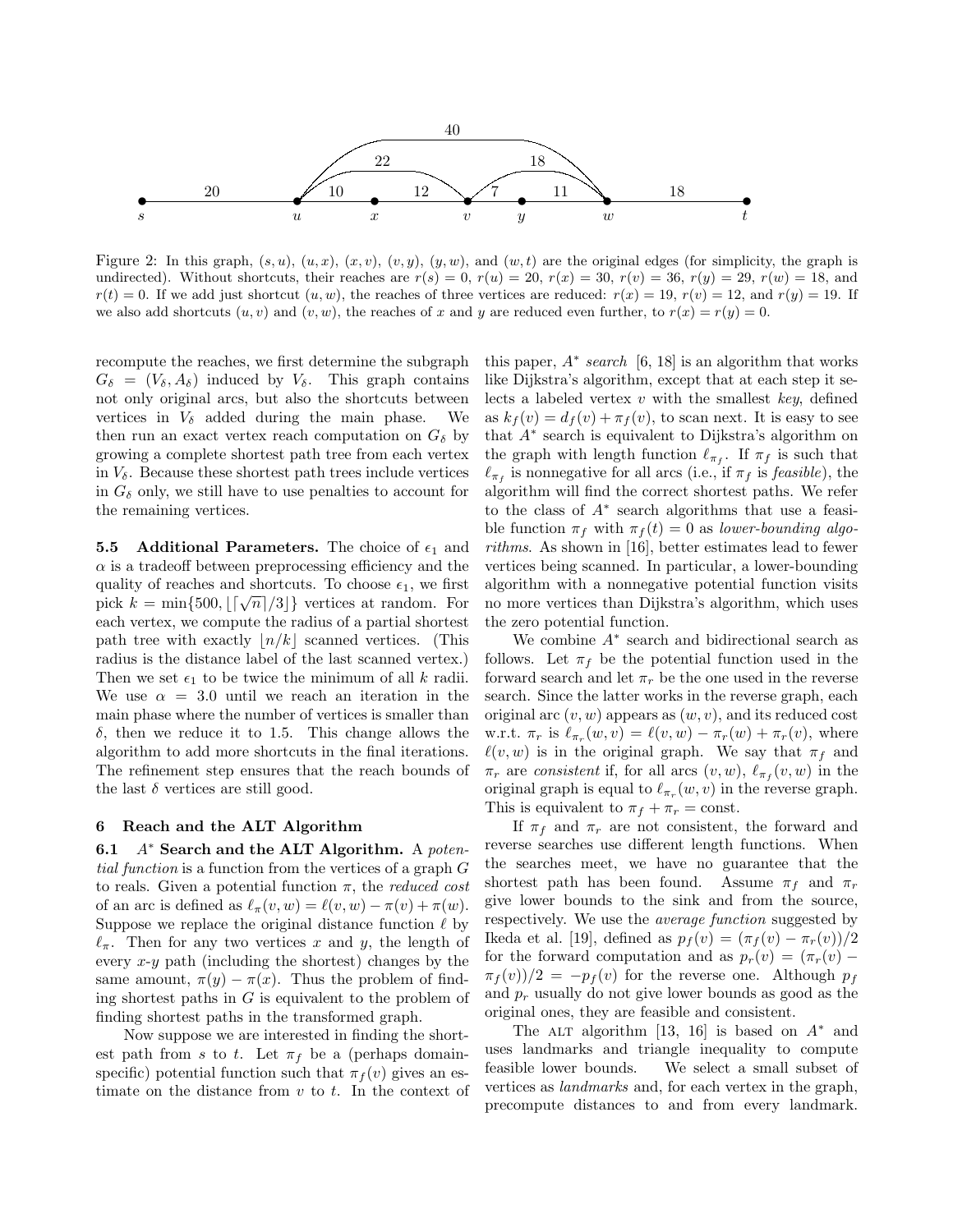Figure 2: In this graph, $(s,u)$, $(u,x)$, $(x,v)$, $(v,y)$, $(y,w)$, and $(w,t)$ are the original edges (for simplicity, the graph is undirected). Without shortcuts, their reaches are $r(s)=0$, $r(u)=20$, $r(x)=30$, $r(v)=36$, $r(y)=29$, $r(w)=18$, and $r(t)=0$. If we add just shortcut $(u,w)$, the reaches of three vertices are reduced: $r(x)=19$, $r(v)=12$, and $r(y)=19$. If we also add shortcuts $(u,v)$ and $(v,w)$, the reaches of $x$ and $y$ are reduced even further, to $r(x)=r(y)=0$.

recompute the reaches, we first determine the subgraph $G_\delta = (V_\delta, A_\delta)$ induced by $V_\delta$. This graph contains not only original arcs, but also the shortcuts between vertices in $V_\delta$ added during the main phase. We then run an exact vertex reach computation on $G_\delta$ by growing a complete shortest path tree from each vertex in $V_\delta$. Because these shortest path trees include vertices in $G_\delta$ only, we still have to use penalties to account for the remaining vertices.

**5.5 Additional Parameters.** The choice of $\epsilon_1$ and $\alpha$ is a tradeoff between preprocessing efficiency and the quality of reaches and shortcuts. To choose $\epsilon_1$, we first pick $k = \min\{500, \lfloor\lceil\sqrt{n}\rceil/3\rfloor\}$ vertices at random. For each vertex, we compute the radius of a partial shortest path tree with exactly $\lfloor n/k\rfloor$ scanned vertices. (This radius is the distance label of the last scanned vertex.) Then we set $\epsilon_1$ to be twice the minimum of all $k$ radii. We use $\alpha = 3.0$ until we reach an iteration in the main phase where the number of vertices is smaller than $\delta$, then we reduce it to 1.5. This change allows the algorithm to add more shortcuts in the final iterations. The refinement step ensures that the reach bounds of the last $\delta$ vertices are still good.

## 6 Reach and the ALT Algorithm

**6.1 $A^*$ Search and the ALT Algorithm.** A *potential function* is a function from the vertices of a graph $G$ to reals. Given a potential function $\pi$, the *reduced cost* of an arc is defined as $\ell_\pi(v,w) = \ell(v,w) - \pi(v) + \pi(w)$. Suppose we replace the original distance function $\ell$ by $\ell_\pi$. Then for any two vertices $x$ and $y$, the length of every $x$-$y$ path (including the shortest) changes by the same amount, $\pi(y) - \pi(x)$. Thus the problem of finding shortest paths in $G$ is equivalent to the problem of finding shortest paths in the transformed graph.

Now suppose we are interested in finding the shortest path from $s$ to $t$. Let $\pi_f$ be a (perhaps domain-specific) potential function such that $\pi_f(v)$ gives an estimate on the distance from $v$ to $t$. In the context of this paper, *$A^*$ search* [6, 18] is an algorithm that works like Dijkstra's algorithm, except that at each step it selects a labeled vertex $v$ with the smallest *key*, defined as $k_f(v) = d_f(v) + \pi_f(v)$, to scan next. It is easy to see that $A^*$ search is equivalent to Dijkstra's algorithm on the graph with length function $\ell_{\pi_f}$. If $\pi_f$ is such that $\ell_{\pi_f}$ is nonnegative for all arcs (i.e., if $\pi_f$ is *feasible*), the algorithm will find the correct shortest paths. We refer to the class of $A^*$ search algorithms that use a feasible function $\pi_f$ with $\pi_f(t) = 0$ as *lower-bounding algorithms*. As shown in [16], better estimates lead to fewer vertices being scanned. In particular, a lower-bounding algorithm with a nonnegative potential function visits no more vertices than Dijkstra's algorithm, which uses the zero potential function.

We combine $A^*$ search and bidirectional search as follows. Let $\pi_f$ be the potential function used in the forward search and let $\pi_r$ be the one used in the reverse search. Since the latter works in the reverse graph, each original arc $(v,w)$ appears as $(w,v)$, and its reduced cost w.r.t. $\pi_r$ is $\ell_{\pi_r}(w,v) = \ell(v,w) - \pi_r(w) + \pi_r(v)$, where $\ell(v,w)$ is in the original graph. We say that $\pi_f$ and $\pi_r$ are *consistent* if, for all arcs $(v,w)$, $\ell_{\pi_f}(v,w)$ in the original graph is equal to $\ell_{\pi_r}(w,v)$ in the reverse graph. This is equivalent to $\pi_f + \pi_r = \text{const}$.

If $\pi_f$ and $\pi_r$ are not consistent, the forward and reverse searches use different length functions. When the searches meet, we have no guarantee that the shortest path has been found. Assume $\pi_f$ and $\pi_r$ give lower bounds to the sink and from the source, respectively. We use the *average function* suggested by Ikeda et al. [19], defined as $p_f(v) = (\pi_f(v) - \pi_r(v))/2$ for the forward computation and as $p_r(v) = (\pi_r(v) - \pi_f(v))/2 = -p_f(v)$ for the reverse one. Although $p_f$ and $p_r$ usually do not give lower bounds as good as the original ones, they are feasible and consistent.

The ALT algorithm [13, 16] is based on $A^*$ and uses landmarks and triangle inequality to compute feasible lower bounds. We select a small subset of vertices as *landmarks* and, for each vertex in the graph, precompute distances to and from every landmark.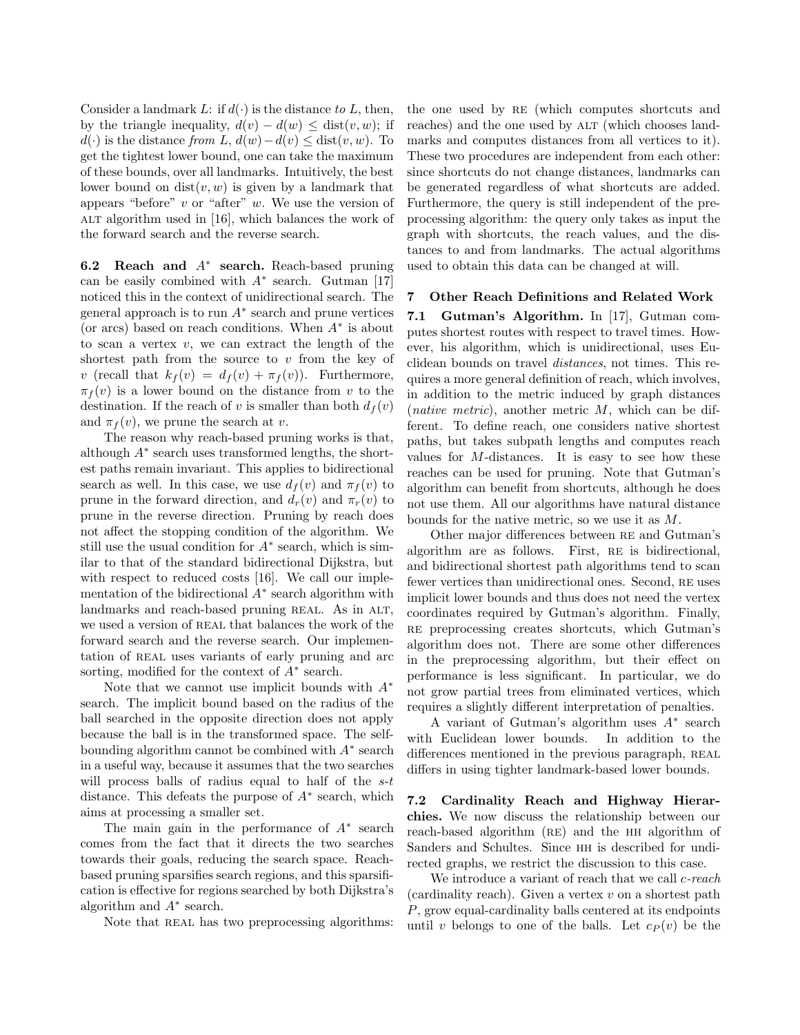Consider a landmark $L$: if $d(\cdot)$ is the distance *to* $L$, then, by the triangle inequality, $d(v) - d(w) \leq \text{dist}(v, w)$; if $d(\cdot)$ is the distance *from* $L$, $d(w) - d(v) \leq \text{dist}(v, w)$. To get the tightest lower bound, one can take the maximum of these bounds, over all landmarks. Intuitively, the best lower bound on $\text{dist}(v, w)$ is given by a landmark that appears "before" $v$ or "after" $w$. We use the version of ALT algorithm used in [16], which balances the work of the forward search and the reverse search.

**6.2 Reach and $A^*$ search.** Reach-based pruning can be easily combined with $A^*$ search. Gutman [17] noticed this in the context of unidirectional search. The general approach is to run $A^*$ search and prune vertices (or arcs) based on reach conditions. When $A^*$ is about to scan a vertex $v$, we can extract the length of the shortest path from the source to $v$ from the key of $v$ (recall that $k_f(v) = d_f(v) + \pi_f(v)$). Furthermore, $\pi_f(v)$ is a lower bound on the distance from $v$ to the destination. If the reach of $v$ is smaller than both $d_f(v)$ and $\pi_f(v)$, we prune the search at $v$.

The reason why reach-based pruning works is that, although $A^*$ search uses transformed lengths, the shortest paths remain invariant. This applies to bidirectional search as well. In this case, we use $d_f(v)$ and $\pi_f(v)$ to prune in the forward direction, and $d_r(v)$ and $\pi_r(v)$ to prune in the reverse direction. Pruning by reach does not affect the stopping condition of the algorithm. We still use the usual condition for $A^*$ search, which is similar to that of the standard bidirectional Dijkstra, but with respect to reduced costs [16]. We call our implementation of the bidirectional $A^*$ search algorithm with landmarks and reach-based pruning REAL. As in ALT, we used a version of REAL that balances the work of the forward search and the reverse search. Our implementation of REAL uses variants of early pruning and arc sorting, modified for the context of $A^*$ search.

Note that we cannot use implicit bounds with $A^*$ search. The implicit bound based on the radius of the ball searched in the opposite direction does not apply because the ball is in the transformed space. The self-bounding algorithm cannot be combined with $A^*$ search in a useful way, because it assumes that the two searches will process balls of radius equal to half of the $s$-$t$ distance. This defeats the purpose of $A^*$ search, which aims at processing a smaller set.

The main gain in the performance of $A^*$ search comes from the fact that it directs the two searches towards their goals, reducing the search space. Reach-based pruning sparsifies search regions, and this sparsification is effective for regions searched by both Dijkstra's algorithm and $A^*$ search.

Note that REAL has two preprocessing algorithms: the one used by RE (which computes shortcuts and reaches) and the one used by ALT (which chooses landmarks and computes distances from all vertices to it). These two procedures are independent from each other: since shortcuts do not change distances, landmarks can be generated regardless of what shortcuts are added. Furthermore, the query is still independent of the preprocessing algorithm: the query only takes as input the graph with shortcuts, the reach values, and the distances to and from landmarks. The actual algorithms used to obtain this data can be changed at will.

## 7 Other Reach Definitions and Related Work

**7.1 Gutman's Algorithm.** In [17], Gutman computes shortest routes with respect to travel times. However, his algorithm, which is unidirectional, uses Euclidean bounds on travel *distances*, not times. This requires a more general definition of reach, which involves, in addition to the metric induced by graph distances (*native metric*), another metric $M$, which can be different. To define reach, one considers native shortest paths, but takes subpath lengths and computes reach values for $M$-distances. It is easy to see how these reaches can be used for pruning. Note that Gutman's algorithm can benefit from shortcuts, although he does not use them. All our algorithms have natural distance bounds for the native metric, so we use it as $M$.

Other major differences between RE and Gutman's algorithm are as follows. First, RE is bidirectional, and bidirectional shortest path algorithms tend to scan fewer vertices than unidirectional ones. Second, RE uses implicit lower bounds and thus does not need the vertex coordinates required by Gutman's algorithm. Finally, RE preprocessing creates shortcuts, which Gutman's algorithm does not. There are some other differences in the preprocessing algorithm, but their effect on performance is less significant. In particular, we do not grow partial trees from eliminated vertices, which requires a slightly different interpretation of penalties.

A variant of Gutman's algorithm uses $A^*$ search with Euclidean lower bounds. In addition to the differences mentioned in the previous paragraph, REAL differs in using tighter landmark-based lower bounds.

**7.2 Cardinality Reach and Highway Hierarchies.** We now discuss the relationship between our reach-based algorithm (RE) and the HH algorithm of Sanders and Schultes. Since HH is described for undirected graphs, we restrict the discussion to this case.

We introduce a variant of reach that we call *c-reach* (cardinality reach). Given a vertex $v$ on a shortest path $P$, grow equal-cardinality balls centered at its endpoints until $v$ belongs to one of the balls. Let $c_P(v)$ be the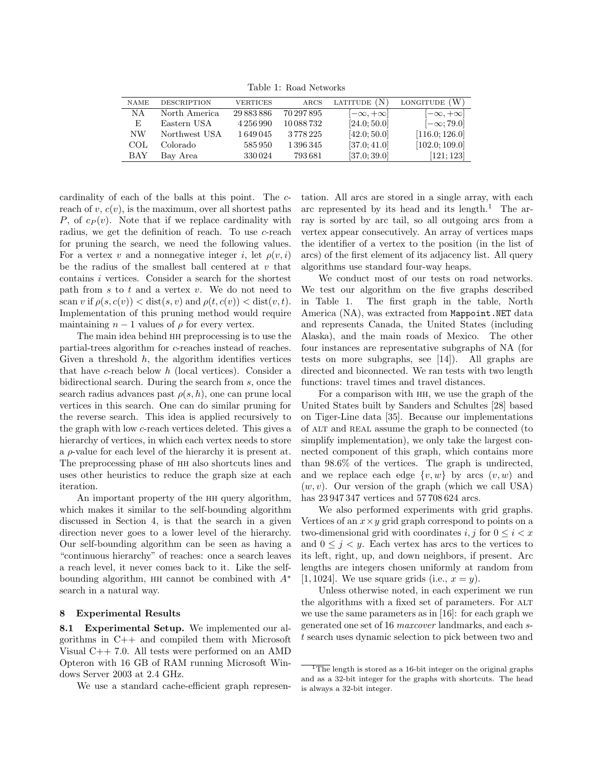Table 1: Road Networks

| NAME | DESCRIPTION | VERTICES | ARCS | LATITUDE (N) | LONGITUDE (W) |
|---|---|---|---|---|---|
| NA | North America | 29 883 886 | 70 297 895 | $[-\infty, +\infty]$ | $[-\infty, +\infty]$ |
| E | Eastern USA | 4 256 990 | 10 088 732 | [24.0; 50.0] | $[-\infty; 79.0]$ |
| NW | Northwest USA | 1 649 045 | 3 778 225 | [42.0; 50.0] | [116.0; 126.0] |
| COL | Colorado | 585 950 | 1 396 345 | [37.0; 41.0] | [102.0; 109.0] |
| BAY | Bay Area | 330 024 | 793 681 | [37.0; 39.0] | [121; 123] |

cardinality of each of the balls at this point. The $c$-reach of $v$, $c(v)$, is the maximum, over all shortest paths $P$, of $c_P(v)$. Note that if we replace cardinality with radius, we get the definition of reach. To use $c$-reach for pruning the search, we need the following values. For a vertex $v$ and a nonnegative integer $i$, let $\rho(v, i)$ be the radius of the smallest ball centered at $v$ that contains $i$ vertices. Consider a search for the shortest path from $s$ to $t$ and a vertex $v$. We do not need to scan $v$ if $\rho(s, c(v)) < \text{dist}(s, v)$ and $\rho(t, c(v)) < \text{dist}(v, t)$. Implementation of this pruning method would require maintaining $n - 1$ values of $\rho$ for every vertex.

The main idea behind HH preprocessing is to use the partial-trees algorithm for $c$-reaches instead of reaches. Given a threshold $h$, the algorithm identifies vertices that have $c$-reach below $h$ (local vertices). Consider a bidirectional search. During the search from $s$, once the search radius advances past $\rho(s, h)$, one can prune local vertices in this search. One can do similar pruning for the reverse search. This idea is applied recursively to the graph with low $c$-reach vertices deleted. This gives a hierarchy of vertices, in which each vertex needs to store a $\rho$-value for each level of the hierarchy it is present at. The preprocessing phase of HH also shortcuts lines and uses other heuristics to reduce the graph size at each iteration.

An important property of the HH query algorithm, which makes it similar to the self-bounding algorithm discussed in Section 4, is that the search in a given direction never goes to a lower level of the hierarchy. Our self-bounding algorithm can be seen as having a "continuous hierarchy" of reaches: once a search leaves a reach level, it never comes back to it. Like the self-bounding algorithm, HH cannot be combined with $A^*$ search in a natural way.

## 8 Experimental Results

**8.1 Experimental Setup.** We implemented our algorithms in C++ and compiled them with Microsoft Visual C++ 7.0. All tests were performed on an AMD Opteron with 16 GB of RAM running Microsoft Windows Server 2003 at 2.4 GHz.

We use a standard cache-efficient graph representation. All arcs are stored in a single array, with each arc represented by its head and its length.[1] The array is sorted by arc tail, so all outgoing arcs from a vertex appear consecutively. An array of vertices maps the identifier of a vertex to the position (in the list of arcs) of the first element of its adjacency list. All query algorithms use standard four-way heaps.

We conduct most of our tests on road networks. We test our algorithm on the five graphs described in Table 1. The first graph in the table, North America (NA), was extracted from `Mappoint.NET` data and represents Canada, the United States (including Alaska), and the main roads of Mexico. The other four instances are representative subgraphs of NA (for tests on more subgraphs, see [14]). All graphs are directed and biconnected. We ran tests with two length functions: travel times and travel distances.

For a comparison with HH, we use the graph of the United States built by Sanders and Schultes [28] based on Tiger-Line data [35]. Because our implementations of ALT and REAL assume the graph to be connected (to simplify implementation), we only take the largest connected component of this graph, which contains more than 98.6% of the vertices. The graph is undirected, and we replace each edge $\{v, w\}$ by arcs $(v, w)$ and $(w, v)$. Our version of the graph (which we call USA) has 23 947 347 vertices and 57 708 624 arcs.

We also performed experiments with grid graphs. Vertices of an $x \times y$ grid graph correspond to points on a two-dimensional grid with coordinates $i, j$ for $0 \le i < x$ and $0 \le j < y$. Each vertex has arcs to the vertices to its left, right, up, and down neighbors, if present. Arc lengths are integers chosen uniformly at random from $[1, 1024]$. We use square grids (i.e., $x = y$).

Unless otherwise noted, in each experiment we run the algorithms with a fixed set of parameters. For ALT we use the same parameters as in [16]: for each graph we generated one set of 16 *maxcover* landmarks, and each $s$-$t$ search uses dynamic selection to pick between two and

[1] The length is stored as a 16-bit integer on the original graphs and as a 32-bit integer for the graphs with shortcuts. The head is always a 32-bit integer.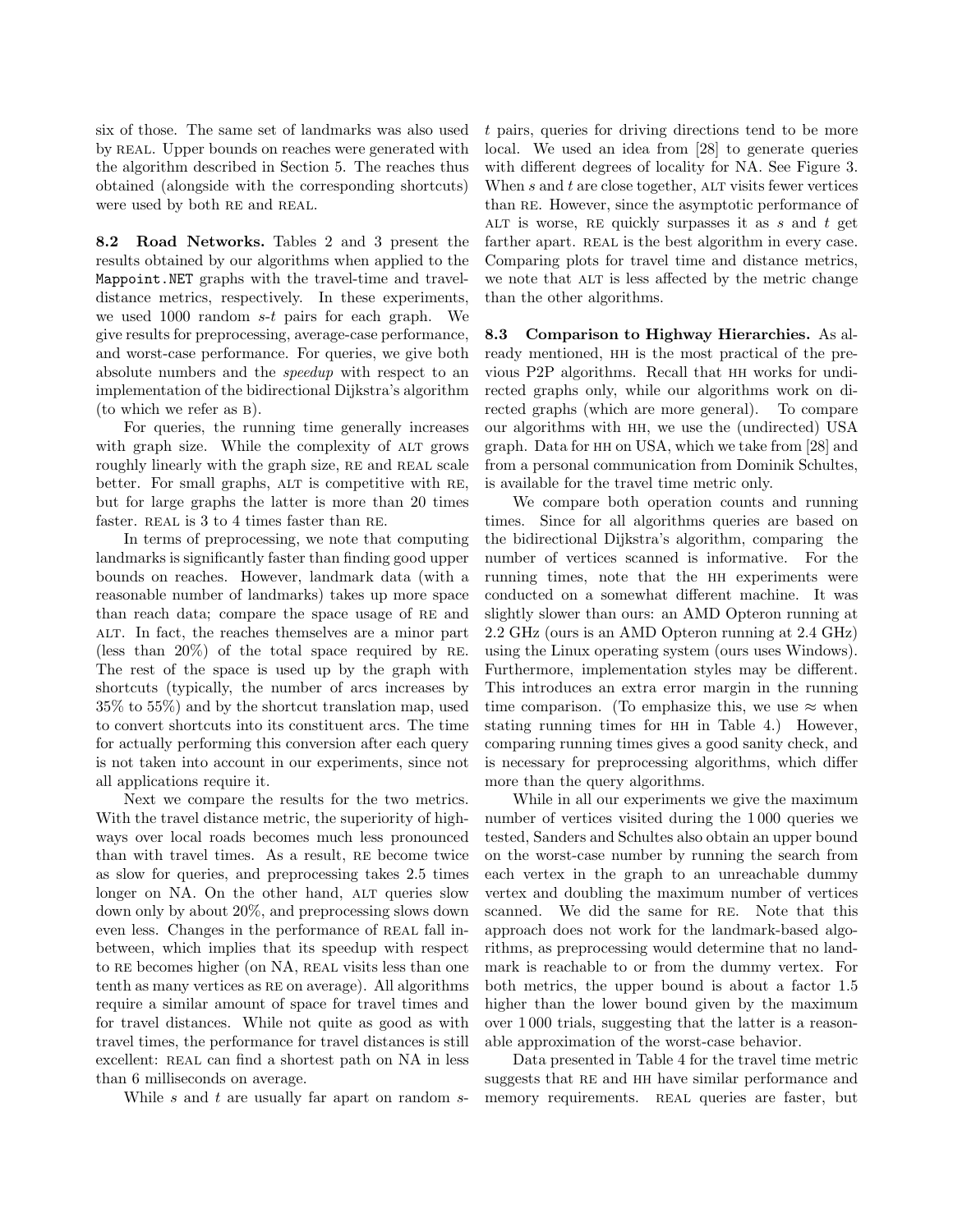six of those. The same set of landmarks was also used by REAL. Upper bounds on reaches were generated with the algorithm described in Section 5. The reaches thus obtained (alongside with the corresponding shortcuts) were used by both RE and REAL.

**8.2 Road Networks.** Tables 2 and 3 present the results obtained by our algorithms when applied to the `Mappoint.NET` graphs with the travel-time and travel-distance metrics, respectively. In these experiments, we used 1000 random $s$-$t$ pairs for each graph. We give results for preprocessing, average-case performance, and worst-case performance. For queries, we give both absolute numbers and the *speedup* with respect to an implementation of the bidirectional Dijkstra's algorithm (to which we refer as B).

For queries, the running time generally increases with graph size. While the complexity of ALT grows roughly linearly with the graph size, RE and REAL scale better. For small graphs, ALT is competitive with RE, but for large graphs the latter is more than 20 times faster. REAL is 3 to 4 times faster than RE.

In terms of preprocessing, we note that computing landmarks is significantly faster than finding good upper bounds on reaches. However, landmark data (with a reasonable number of landmarks) takes up more space than reach data; compare the space usage of RE and ALT. In fact, the reaches themselves are a minor part (less than 20%) of the total space required by RE. The rest of the space is used up by the graph with shortcuts (typically, the number of arcs increases by 35% to 55%) and by the shortcut translation map, used to convert shortcuts into its constituent arcs. The time for actually performing this conversion after each query is not taken into account in our experiments, since not all applications require it.

Next we compare the results for the two metrics. With the travel distance metric, the superiority of highways over local roads becomes much less pronounced than with travel times. As a result, RE become twice as slow for queries, and preprocessing takes 2.5 times longer on NA. On the other hand, ALT queries slow down only by about 20%, and preprocessing slows down even less. Changes in the performance of REAL fall in-between, which implies that its speedup with respect to RE becomes higher (on NA, REAL visits less than one tenth as many vertices as RE on average). All algorithms require a similar amount of space for travel times and for travel distances. While not quite as good as with travel times, the performance for travel distances is still excellent: REAL can find a shortest path on NA in less than 6 milliseconds on average.

While $s$ and $t$ are usually far apart on random $s$-$t$ pairs, queries for driving directions tend to be more local. We used an idea from [28] to generate queries with different degrees of locality for NA. See Figure 3. When $s$ and $t$ are close together, ALT visits fewer vertices than RE. However, since the asymptotic performance of ALT is worse, RE quickly surpasses it as $s$ and $t$ get farther apart. REAL is the best algorithm in every case. Comparing plots for travel time and distance metrics, we note that ALT is less affected by the metric change than the other algorithms.

**8.3 Comparison to Highway Hierarchies.** As already mentioned, HH is the most practical of the previous P2P algorithms. Recall that HH works for undirected graphs only, while our algorithms work on directed graphs (which are more general). To compare our algorithms with HH, we use the (undirected) USA graph. Data for HH on USA, which we take from [28] and from a personal communication from Dominik Schultes, is available for the travel time metric only.

We compare both operation counts and running times. Since for all algorithms queries are based on the bidirectional Dijkstra's algorithm, comparing the number of vertices scanned is informative. For the running times, note that the HH experiments were conducted on a somewhat different machine. It was slightly slower than ours: an AMD Opteron running at 2.2 GHz (ours is an AMD Opteron running at 2.4 GHz) using the Linux operating system (ours uses Windows). Furthermore, implementation styles may be different. This introduces an extra error margin in the running time comparison. (To emphasize this, we use $\approx$ when stating running times for HH in Table 4.) However, comparing running times gives a good sanity check, and is necessary for preprocessing algorithms, which differ more than the query algorithms.

While in all our experiments we give the maximum number of vertices visited during the 1 000 queries we tested, Sanders and Schultes also obtain an upper bound on the worst-case number by running the search from each vertex in the graph to an unreachable dummy vertex and doubling the maximum number of vertices scanned. We did the same for RE. Note that this approach does not work for the landmark-based algorithms, as preprocessing would determine that no landmark is reachable to or from the dummy vertex. For both metrics, the upper bound is about a factor 1.5 higher than the lower bound given by the maximum over 1 000 trials, suggesting that the latter is a reasonable approximation of the worst-case behavior.

Data presented in Table 4 for the travel time metric suggests that RE and HH have similar performance and memory requirements. REAL queries are faster, but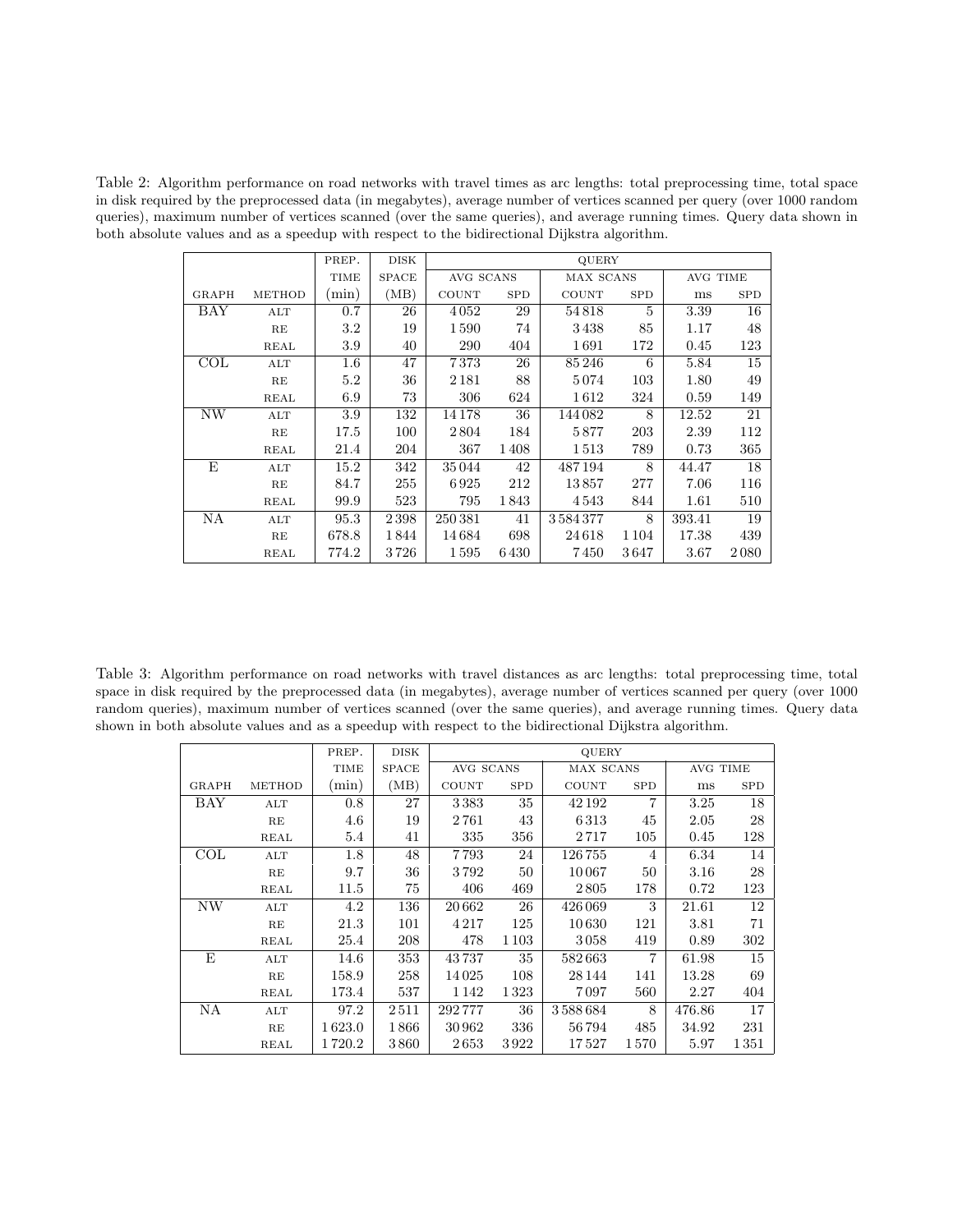Table 2: Algorithm performance on road networks with travel times as arc lengths: total preprocessing time, total space in disk required by the preprocessed data (in megabytes), average number of vertices scanned per query (over 1000 random queries), maximum number of vertices scanned (over the same queries), and average running times. Query data shown in both absolute values and as a speedup with respect to the bidirectional Dijkstra algorithm.

| | | PREP. | DISK | QUERY | | | | | |
|---|---|---|---|---|---|---|---|---|---|
| | | TIME | SPACE | AVG SCANS | | MAX SCANS | | AVG TIME | |
| GRAPH | METHOD | (min) | (MB) | COUNT | SPD | COUNT | SPD | ms | SPD |
| BAY | ALT | 0.7 | 26 | 4 052 | 29 | 54 818 | 5 | 3.39 | 16 |
| | RE | 3.2 | 19 | 1 590 | 74 | 3 438 | 85 | 1.17 | 48 |
| | REAL | 3.9 | 40 | 290 | 404 | 1 691 | 172 | 0.45 | 123 |
| COL | ALT | 1.6 | 47 | 7 373 | 26 | 85 246 | 6 | 5.84 | 15 |
| | RE | 5.2 | 36 | 2 181 | 88 | 5 074 | 103 | 1.80 | 49 |
| | REAL | 6.9 | 73 | 306 | 624 | 1 612 | 324 | 0.59 | 149 |
| NW | ALT | 3.9 | 132 | 14 178 | 36 | 144 082 | 8 | 12.52 | 21 |
| | RE | 17.5 | 100 | 2 804 | 184 | 5 877 | 203 | 2.39 | 112 |
| | REAL | 21.4 | 204 | 367 | 1 408 | 1 513 | 789 | 0.73 | 365 |
| E | ALT | 15.2 | 342 | 35 044 | 42 | 487 194 | 8 | 44.47 | 18 |
| | RE | 84.7 | 255 | 6 925 | 212 | 13 857 | 277 | 7.06 | 116 |
| | REAL | 99.9 | 523 | 795 | 1 843 | 4 543 | 844 | 1.61 | 510 |
| NA | ALT | 95.3 | 2 398 | 250 381 | 41 | 3 584 377 | 8 | 393.41 | 19 |
| | RE | 678.8 | 1 844 | 14 684 | 698 | 24 618 | 1 104 | 17.38 | 439 |
| | REAL | 774.2 | 3 726 | 1 595 | 6 430 | 7 450 | 3 647 | 3.67 | 2 080 |

Table 3: Algorithm performance on road networks with travel distances as arc lengths: total preprocessing time, total space in disk required by the preprocessed data (in megabytes), average number of vertices scanned per query (over 1000 random queries), maximum number of vertices scanned (over the same queries), and average running times. Query data shown in both absolute values and as a speedup with respect to the bidirectional Dijkstra algorithm.

| | | PREP. | DISK | QUERY | | | | | |
|---|---|---|---|---|---|---|---|---|---|
| | | TIME | SPACE | AVG SCANS | | MAX SCANS | | AVG TIME | |
| GRAPH | METHOD | (min) | (MB) | COUNT | SPD | COUNT | SPD | ms | SPD |
| BAY | ALT | 0.8 | 27 | 3 383 | 35 | 42 192 | 7 | 3.25 | 18 |
| | RE | 4.6 | 19 | 2 761 | 43 | 6 313 | 45 | 2.05 | 28 |
| | REAL | 5.4 | 41 | 335 | 356 | 2 717 | 105 | 0.45 | 128 |
| COL | ALT | 1.8 | 48 | 7 793 | 24 | 126 755 | 4 | 6.34 | 14 |
| | RE | 9.7 | 36 | 3 792 | 50 | 10 067 | 50 | 3.16 | 28 |
| | REAL | 11.5 | 75 | 406 | 469 | 2 805 | 178 | 0.72 | 123 |
| NW | ALT | 4.2 | 136 | 20 662 | 26 | 426 069 | 3 | 21.61 | 12 |
| | RE | 21.3 | 101 | 4 217 | 125 | 10 630 | 121 | 3.81 | 71 |
| | REAL | 25.4 | 208 | 478 | 1 103 | 3 058 | 419 | 0.89 | 302 |
| E | ALT | 14.6 | 353 | 43 737 | 35 | 582 663 | 7 | 61.98 | 15 |
| | RE | 158.9 | 258 | 14 025 | 108 | 28 144 | 141 | 13.28 | 69 |
| | REAL | 173.4 | 537 | 1 142 | 1 323 | 7 097 | 560 | 2.27 | 404 |
| NA | ALT | 97.2 | 2 511 | 292 777 | 36 | 3 588 684 | 8 | 476.86 | 17 |
| | RE | 1 623.0 | 1 866 | 30 962 | 336 | 56 794 | 485 | 34.92 | 231 |
| | REAL | 1 720.2 | 3 860 | 2 653 | 3 922 | 17 527 | 1 570 | 5.97 | 1 351 |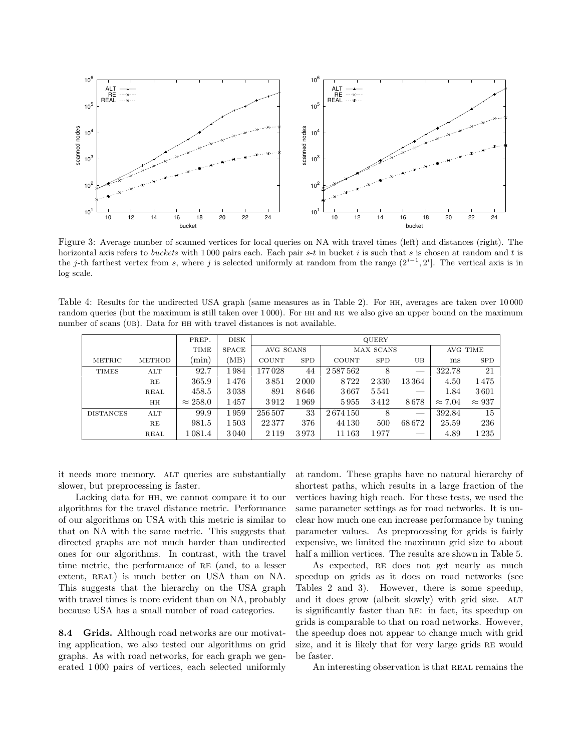Figure 3: Average number of scanned vertices for local queries on NA with travel times (left) and distances (right). The horizontal axis refers to *buckets* with 1 000 pairs each. Each pair $s$-$t$ in bucket $i$ is such that $s$ is chosen at random and $t$ is the $j$-th farthest vertex from $s$, where $j$ is selected uniformly at random from the range $(2^{i-1}, 2^i]$. The vertical axis is in log scale.

Table 4: Results for the undirected USA graph (same measures as in Table 2). For HH, averages are taken over 10 000 random queries (but the maximum is still taken over 1 000). For HH and RE we also give an upper bound on the maximum number of scans (UB). Data for HH with travel distances is not available.

| | | PREP. | DISK | QUERY | | | | | | |
|---|---|---|---|---|---|---|---|---|---|---|
| | | TIME | SPACE | AVG SCANS | | MAX SCANS | | | AVG TIME | |
| METRIC | METHOD | (min) | (MB) | COUNT | SPD | COUNT | SPD | UB | ms | SPD |
| TIMES | ALT | 92.7 | 1 984 | 177 028 | 44 | 2 587 562 | 8 | — | 322.78 | 21 |
| | RE | 365.9 | 1 476 | 3 851 | 2 000 | 8 722 | 2 330 | 13 364 | 4.50 | 1 475 |
| | REAL | 458.5 | 3 038 | 891 | 8 646 | 3 667 | 5 541 | — | 1.84 | 3 601 |
| | HH | $\approx 258.0$ | 1 457 | 3 912 | 1 969 | 5 955 | 3 412 | 8 678 | $\approx 7.04$ | $\approx 937$ |
| DISTANCES | ALT | 99.9 | 1 959 | 256 507 | 33 | 2 674 150 | 8 | — | 392.84 | 15 |
| | RE | 981.5 | 1 503 | 22 377 | 376 | 44 130 | 500 | 68 672 | 25.59 | 236 |
| | REAL | 1 081.4 | 3 040 | 2 119 | 3 973 | 11 163 | 1 977 | — | 4.89 | 1 235 |

it needs more memory. ALT queries are substantially slower, but preprocessing is faster.

Lacking data for HH, we cannot compare it to our algorithms for the travel distance metric. Performance of our algorithms on USA with this metric is similar to that on NA with the same metric. This suggests that directed graphs are not much harder than undirected ones for our algorithms. In contrast, with the travel time metric, the performance of RE (and, to a lesser extent, REAL) is much better on USA than on NA. This suggests that the hierarchy on the USA graph with travel times is more evident than on NA, probably because USA has a small number of road categories.

**8.4 Grids.** Although road networks are our motivating application, we also tested our algorithms on grid graphs. As with road networks, for each graph we generated 1 000 pairs of vertices, each selected uniformly at random. These graphs have no natural hierarchy of shortest paths, which results in a large fraction of the vertices having high reach. For these tests, we used the same parameter settings as for road networks. It is unclear how much one can increase performance by tuning parameter values. As preprocessing for grids is fairly expensive, we limited the maximum grid size to about half a million vertices. The results are shown in Table 5.

As expected, RE does not get nearly as much speedup on grids as it does on road networks (see Tables 2 and 3). However, there is some speedup, and it does grow (albeit slowly) with grid size. ALT is significantly faster than RE: in fact, its speedup on grids is comparable to that on road networks. However, the speedup does not appear to change much with grid size, and it is likely that for very large grids RE would be faster.

An interesting observation is that REAL remains the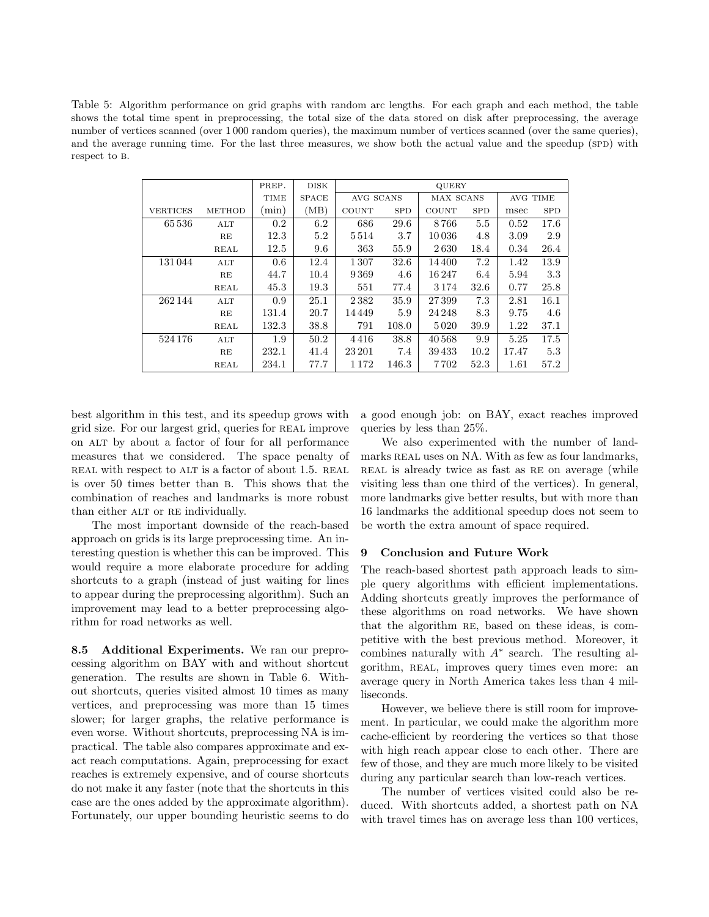Table 5: Algorithm performance on grid graphs with random arc lengths. For each graph and each method, the table shows the total time spent in preprocessing, the total size of the data stored on disk after preprocessing, the average number of vertices scanned (over 1 000 random queries), the maximum number of vertices scanned (over the same queries), and the average running time. For the last three measures, we show both the actual value and the speedup (SPD) with respect to B.

| | | PREP. | DISK | QUERY | | | | | |
|---|---|---|---|---|---|---|---|---|---|
| | | TIME | SPACE | AVG SCANS | | MAX SCANS | | AVG TIME | |
| VERTICES | METHOD | (min) | (MB) | COUNT | SPD | COUNT | SPD | msec | SPD |
| 65 536 | ALT | 0.2 | 6.2 | 686 | 29.6 | 8 766 | 5.5 | 0.52 | 17.6 |
| | RE | 12.3 | 5.2 | 5 514 | 3.7 | 10 036 | 4.8 | 3.09 | 2.9 |
| | REAL | 12.5 | 9.6 | 363 | 55.9 | 2 630 | 18.4 | 0.34 | 26.4 |
| 131 044 | ALT | 0.6 | 12.4 | 1 307 | 32.6 | 14 400 | 7.2 | 1.42 | 13.9 |
| | RE | 44.7 | 10.4 | 9 369 | 4.6 | 16 247 | 6.4 | 5.94 | 3.3 |
| | REAL | 45.3 | 19.3 | 551 | 77.4 | 3 174 | 32.6 | 0.77 | 25.8 |
| 262 144 | ALT | 0.9 | 25.1 | 2 382 | 35.9 | 27 399 | 7.3 | 2.81 | 16.1 |
| | RE | 131.4 | 20.7 | 14 449 | 5.9 | 24 248 | 8.3 | 9.75 | 4.6 |
| | REAL | 132.3 | 38.8 | 791 | 108.0 | 5 020 | 39.9 | 1.22 | 37.1 |
| 524 176 | ALT | 1.9 | 50.2 | 4 416 | 38.8 | 40 568 | 9.9 | 5.25 | 17.5 |
| | RE | 232.1 | 41.4 | 23 201 | 7.4 | 39 433 | 10.2 | 17.47 | 5.3 |
| | REAL | 234.1 | 77.7 | 1 172 | 146.3 | 7 702 | 52.3 | 1.61 | 57.2 |

best algorithm in this test, and its speedup grows with grid size. For our largest grid, queries for REAL improve on ALT by about a factor of four for all performance measures that we considered. The space penalty of REAL with respect to ALT is a factor of about 1.5. REAL is over 50 times better than B. This shows that the combination of reaches and landmarks is more robust than either ALT or RE individually.

The most important downside of the reach-based approach on grids is its large preprocessing time. An interesting question is whether this can be improved. This would require a more elaborate procedure for adding shortcuts to a graph (instead of just waiting for lines to appear during the preprocessing algorithm). Such an improvement may lead to a better preprocessing algorithm for road networks as well.

**8.5 Additional Experiments.** We ran our preprocessing algorithm on BAY with and without shortcut generation. The results are shown in Table 6. Without shortcuts, queries visited almost 10 times as many vertices, and preprocessing was more than 15 times slower; for larger graphs, the relative performance is even worse. Without shortcuts, preprocessing NA is impractical. The table also compares approximate and exact reach computations. Again, preprocessing for exact reaches is extremely expensive, and of course shortcuts do not make it any faster (note that the shortcuts in this case are the ones added by the approximate algorithm). Fortunately, our upper bounding heuristic seems to do a good enough job: on BAY, exact reaches improved queries by less than 25%.

We also experimented with the number of landmarks REAL uses on NA. With as few as four landmarks, REAL is already twice as fast as RE on average (while visiting less than one third of the vertices). In general, more landmarks give better results, but with more than 16 landmarks the additional speedup does not seem to be worth the extra amount of space required.

## 9 Conclusion and Future Work

The reach-based shortest path approach leads to simple query algorithms with efficient implementations. Adding shortcuts greatly improves the performance of these algorithms on road networks. We have shown that the algorithm RE, based on these ideas, is competitive with the best previous method. Moreover, it combines naturally with $A^*$ search. The resulting algorithm, REAL, improves query times even more: an average query in North America takes less than 4 milliseconds.

However, we believe there is still room for improvement. In particular, we could make the algorithm more cache-efficient by reordering the vertices so that those with high reach appear close to each other. There are few of those, and they are much more likely to be visited during any particular search than low-reach vertices.

The number of vertices visited could also be reduced. With shortcuts added, a shortest path on NA with travel times has on average less than 100 vertices,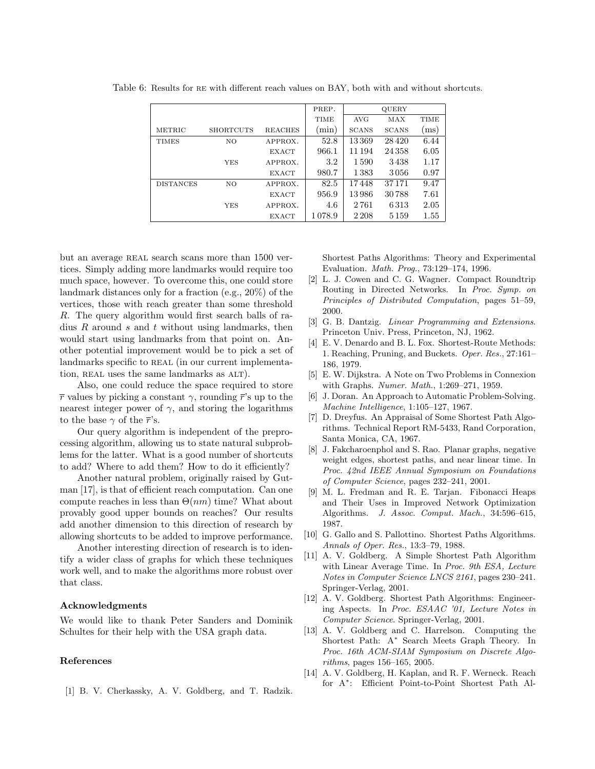Table 6: Results for RE with different reach values on BAY, both with and without shortcuts.

| METRIC | SHORTCUTS | REACHES | PREP. TIME (min) | QUERY AVG SCANS | QUERY MAX SCANS | QUERY TIME (ms) |
|---|---|---|---|---|---|---|
| TIMES | NO | APPROX. | 52.8 | 13 369 | 28 420 | 6.44 |
| | | EXACT | 966.1 | 11 194 | 24 358 | 6.05 |
| | YES | APPROX. | 3.2 | 1 590 | 3 438 | 1.17 |
| | | EXACT | 980.7 | 1 383 | 3 056 | 0.97 |
| DISTANCES | NO | APPROX. | 82.5 | 17 448 | 37 171 | 9.47 |
| | | EXACT | 956.9 | 13 986 | 30 788 | 7.61 |
| | YES | APPROX. | 4.6 | 2 761 | 6 313 | 2.05 |
| | | EXACT | 1 078.9 | 2 208 | 5 159 | 1.55 |

but an average REAL search scans more than 1500 vertices. Simply adding more landmarks would require too much space, however. To overcome this, one could store landmark distances only for a fraction (e.g., 20%) of the vertices, those with reach greater than some threshold $R$. The query algorithm would first search balls of radius $R$ around $s$ and $t$ without using landmarks, then would start using landmarks from that point on. Another potential improvement would be to pick a set of landmarks specific to REAL (in our current implementation, REAL uses the same landmarks as ALT).

Also, one could reduce the space required to store $\overline{r}$ values by picking a constant $\gamma$, rounding $\overline{r}$'s up to the nearest integer power of $\gamma$, and storing the logarithms to the base $\gamma$ of the $\overline{r}$'s.

Our query algorithm is independent of the preprocessing algorithm, allowing us to state natural subproblems for the latter. What is a good number of shortcuts to add? Where to add them? How to do it efficiently?

Another natural problem, originally raised by Gutman [17], is that of efficient reach computation. Can one compute reaches in less than $\Theta(nm)$ time? What about provably good upper bounds on reaches? Our results add another dimension to this direction of research by allowing shortcuts to be added to improve performance.

Another interesting direction of research is to identify a wider class of graphs for which these techniques work well, and to make the algorithms more robust over that class.

### Acknowledgments

We would like to thank Peter Sanders and Dominik Schultes for their help with the USA graph data.

### References

[1] B. V. Cherkassky, A. V. Goldberg, and T. Radzik. Shortest Paths Algorithms: Theory and Experimental Evaluation. *Math. Prog.*, 73:129–174, 1996.

[2] L. J. Cowen and C. G. Wagner. Compact Roundtrip Routing in Directed Networks. In *Proc. Symp. on Principles of Distributed Computation*, pages 51–59, 2000.

[3] G. B. Dantzig. *Linear Programming and Extensions*. Princeton Univ. Press, Princeton, NJ, 1962.

[4] E. V. Denardo and B. L. Fox. Shortest-Route Methods: 1. Reaching, Pruning, and Buckets. *Oper. Res.*, 27:161–186, 1979.

[5] E. W. Dijkstra. A Note on Two Problems in Connexion with Graphs. *Numer. Math.*, 1:269–271, 1959.

[6] J. Doran. An Approach to Automatic Problem-Solving. *Machine Intelligence*, 1:105–127, 1967.

[7] D. Dreyfus. An Appraisal of Some Shortest Path Algorithms. Technical Report RM-5433, Rand Corporation, Santa Monica, CA, 1967.

[8] J. Fakcharoenphol and S. Rao. Planar graphs, negative weight edges, shortest paths, and near linear time. In *Proc. 42nd IEEE Annual Symposium on Foundations of Computer Science*, pages 232–241, 2001.

[9] M. L. Fredman and R. E. Tarjan. Fibonacci Heaps and Their Uses in Improved Network Optimization Algorithms. *J. Assoc. Comput. Mach.*, 34:596–615, 1987.

[10] G. Gallo and S. Pallottino. Shortest Paths Algorithms. *Annals of Oper. Res.*, 13:3–79, 1988.

[11] A. V. Goldberg. A Simple Shortest Path Algorithm with Linear Average Time. In *Proc. 9th ESA, Lecture Notes in Computer Science LNCS 2161*, pages 230–241. Springer-Verlag, 2001.

[12] A. V. Goldberg. Shortest Path Algorithms: Engineering Aspects. In *Proc. ESAAC '01, Lecture Notes in Computer Science*. Springer-Verlag, 2001.

[13] A. V. Goldberg and C. Harrelson. Computing the Shortest Path: A∗ Search Meets Graph Theory. In *Proc. 16th ACM-SIAM Symposium on Discrete Algorithms*, pages 156–165, 2005.

[14] A. V. Goldberg, H. Kaplan, and R. F. Werneck. Reach for A∗: Efficient Point-to-Point Shortest Path Al-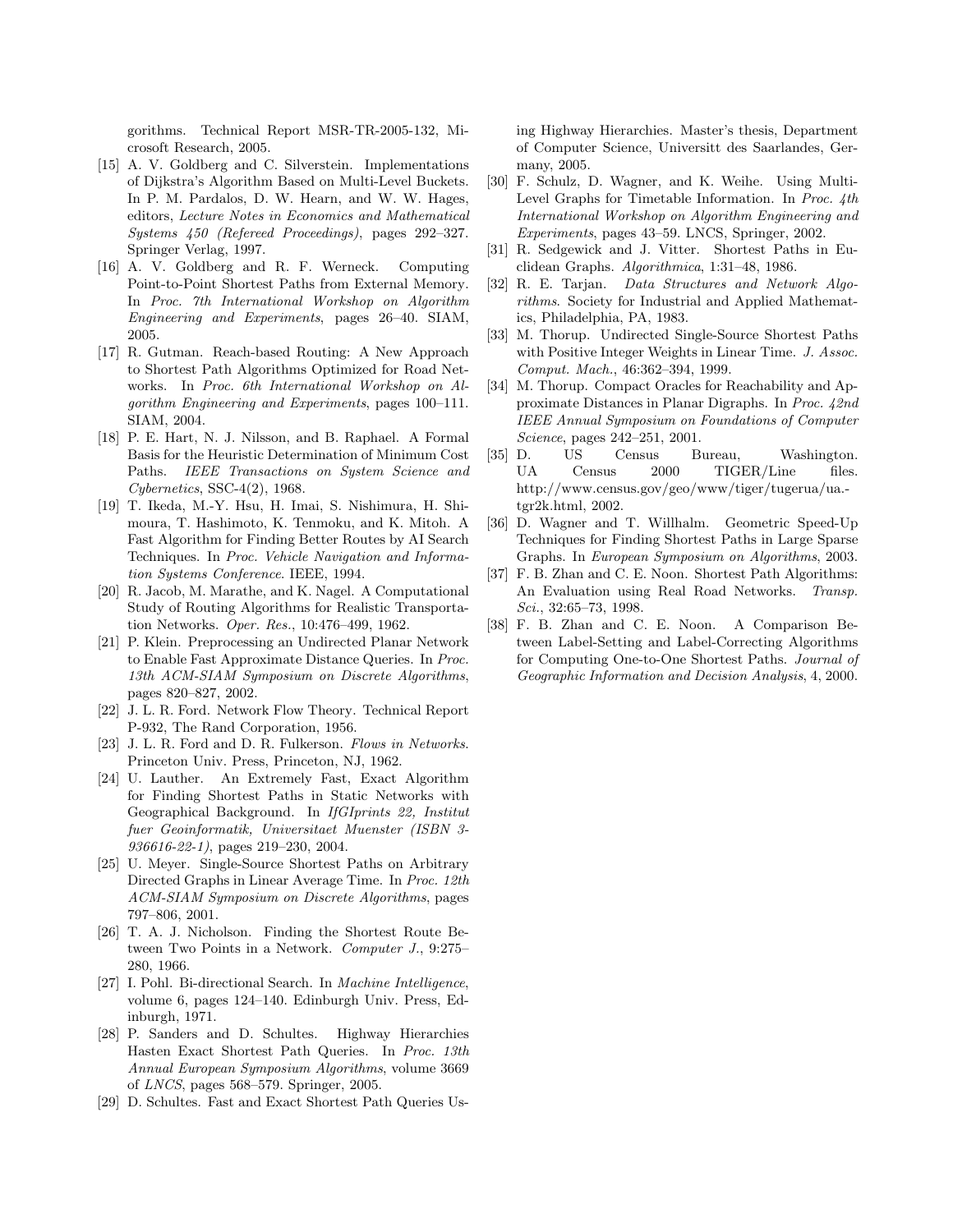gorithms. Technical Report MSR-TR-2005-132, Microsoft Research, 2005.

[15] A. V. Goldberg and C. Silverstein. Implementations of Dijkstra's Algorithm Based on Multi-Level Buckets. In P. M. Pardalos, D. W. Hearn, and W. W. Hages, editors, *Lecture Notes in Economics and Mathematical Systems 450 (Refereed Proceedings)*, pages 292–327. Springer Verlag, 1997.

[16] A. V. Goldberg and R. F. Werneck. Computing Point-to-Point Shortest Paths from External Memory. In *Proc. 7th International Workshop on Algorithm Engineering and Experiments*, pages 26–40. SIAM, 2005.

[17] R. Gutman. Reach-based Routing: A New Approach to Shortest Path Algorithms Optimized for Road Networks. In *Proc. 6th International Workshop on Algorithm Engineering and Experiments*, pages 100–111. SIAM, 2004.

[18] P. E. Hart, N. J. Nilsson, and B. Raphael. A Formal Basis for the Heuristic Determination of Minimum Cost Paths. *IEEE Transactions on System Science and Cybernetics*, SSC-4(2), 1968.

[19] T. Ikeda, M.-Y. Hsu, H. Imai, S. Nishimura, H. Shimoura, T. Hashimoto, K. Tenmoku, and K. Mitoh. A Fast Algorithm for Finding Better Routes by AI Search Techniques. In *Proc. Vehicle Navigation and Information Systems Conference*. IEEE, 1994.

[20] R. Jacob, M. Marathe, and K. Nagel. A Computational Study of Routing Algorithms for Realistic Transportation Networks. *Oper. Res.*, 10:476–499, 1962.

[21] P. Klein. Preprocessing an Undirected Planar Network to Enable Fast Approximate Distance Queries. In *Proc. 13th ACM-SIAM Symposium on Discrete Algorithms*, pages 820–827, 2002.

[22] J. L. R. Ford. Network Flow Theory. Technical Report P-932, The Rand Corporation, 1956.

[23] J. L. R. Ford and D. R. Fulkerson. *Flows in Networks*. Princeton Univ. Press, Princeton, NJ, 1962.

[24] U. Lauther. An Extremely Fast, Exact Algorithm for Finding Shortest Paths in Static Networks with Geographical Background. In *IfGIprints 22, Institut fuer Geoinformatik, Universitaet Muenster (ISBN 3-936616-22-1)*, pages 219–230, 2004.

[25] U. Meyer. Single-Source Shortest Paths on Arbitrary Directed Graphs in Linear Average Time. In *Proc. 12th ACM-SIAM Symposium on Discrete Algorithms*, pages 797–806, 2001.

[26] T. A. J. Nicholson. Finding the Shortest Route Between Two Points in a Network. *Computer J.*, 9:275–280, 1966.

[27] I. Pohl. Bi-directional Search. In *Machine Intelligence*, volume 6, pages 124–140. Edinburgh Univ. Press, Edinburgh, 1971.

[28] P. Sanders and D. Schultes. Highway Hierarchies Hasten Exact Shortest Path Queries. In *Proc. 13th Annual European Symposium Algorithms*, volume 3669 of *LNCS*, pages 568–579. Springer, 2005.

[29] D. Schultes. Fast and Exact Shortest Path Queries Using Highway Hierarchies. Master's thesis, Department of Computer Science, Universitt des Saarlandes, Germany, 2005.

[30] F. Schulz, D. Wagner, and K. Weihe. Using Multi-Level Graphs for Timetable Information. In *Proc. 4th International Workshop on Algorithm Engineering and Experiments*, pages 43–59. LNCS, Springer, 2002.

[31] R. Sedgewick and J. Vitter. Shortest Paths in Euclidean Graphs. *Algorithmica*, 1:31–48, 1986.

[32] R. E. Tarjan. *Data Structures and Network Algorithms*. Society for Industrial and Applied Mathematics, Philadelphia, PA, 1983.

[33] M. Thorup. Undirected Single-Source Shortest Paths with Positive Integer Weights in Linear Time. *J. Assoc. Comput. Mach.*, 46:362–394, 1999.

[34] M. Thorup. Compact Oracles for Reachability and Approximate Distances in Planar Digraphs. In *Proc. 42nd IEEE Annual Symposium on Foundations of Computer Science*, pages 242–251, 2001.

[35] D. US Census Bureau, Washington. UA Census 2000 TIGER/Line files. http://www.census.gov/geo/www/tiger/tugerua/ua.-tgr2k.html, 2002.

[36] D. Wagner and T. Willhalm. Geometric Speed-Up Techniques for Finding Shortest Paths in Large Sparse Graphs. In *European Symposium on Algorithms*, 2003.

[37] F. B. Zhan and C. E. Noon. Shortest Path Algorithms: An Evaluation using Real Road Networks. *Transp. Sci.*, 32:65–73, 1998.

[38] F. B. Zhan and C. E. Noon. A Comparison Between Label-Setting and Label-Correcting Algorithms for Computing One-to-One Shortest Paths. *Journal of Geographic Information and Decision Analysis*, 4, 2000.